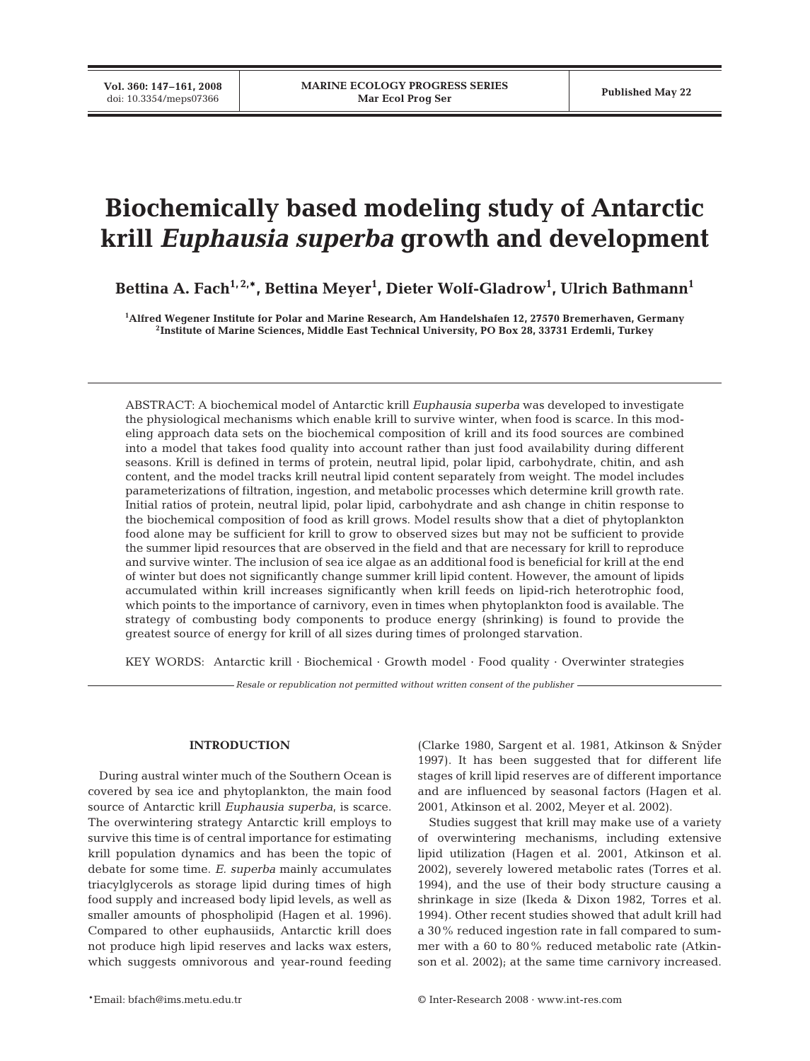# Biochemically based modeling study of Antarctic krill *Euphausia superba* growth and development

**Bettina A. Fach[1,2,*], Bettina Meyer[1], Dieter Wolf-Gladrow[1], Ulrich Bathmann[1]**

[1]Alfred Wegener Institute for Polar and Marine Research, Am Handelshafen 12, 27570 Bremerhaven, Germany
[2]Institute of Marine Sciences, Middle East Technical University, PO Box 28, 33731 Erdemli, Turkey

ABSTRACT: A biochemical model of Antarctic krill *Euphausia superba* was developed to investigate the physiological mechanisms which enable krill to survive winter, when food is scarce. In this modeling approach data sets on the biochemical composition of krill and its food sources are combined into a model that takes food quality into account rather than just food availability during different seasons. Krill is defined in terms of protein, neutral lipid, polar lipid, carbohydrate, chitin, and ash content, and the model tracks krill neutral lipid content separately from weight. The model includes parameterizations of filtration, ingestion, and metabolic processes which determine krill growth rate. Initial ratios of protein, neutral lipid, polar lipid, carbohydrate and ash change in chitin response to the biochemical composition of food as krill grows. Model results show that a diet of phytoplankton food alone may be sufficient for krill to grow to observed sizes but may not be sufficient to provide the summer lipid resources that are observed in the field and that are necessary for krill to reproduce and survive winter. The inclusion of sea ice algae as an additional food is beneficial for krill at the end of winter but does not significantly change summer krill lipid content. However, the amount of lipids accumulated within krill increases significantly when krill feeds on lipid-rich heterotrophic food, which points to the importance of carnivory, even in times when phytoplankton food is available. The strategy of combusting body components to produce energy (shrinking) is found to provide the greatest source of energy for krill of all sizes during times of prolonged starvation.

KEY WORDS: Antarctic krill · Biochemical · Growth model · Food quality · Overwinter strategies

*Resale or republication not permitted without written consent of the publisher*

## INTRODUCTION

During austral winter much of the Southern Ocean is covered by sea ice and phytoplankton, the main food source of Antarctic krill *Euphausia superba*, is scarce. The overwintering strategy Antarctic krill employs to survive this time is of central importance for estimating krill population dynamics and has been the topic of debate for some time. *E. superba* mainly accumulates triacylglycerols as storage lipid during times of high food supply and increased body lipid levels, as well as smaller amounts of phospholipid (Hagen et al. 1996). Compared to other euphausiids, Antarctic krill does not produce high lipid reserves and lacks wax esters, which suggests omnivorous and year-round feeding (Clarke 1980, Sargent et al. 1981, Atkinson & Snÿder 1997). It has been suggested that for different life stages of krill lipid reserves are of different importance and are influenced by seasonal factors (Hagen et al. 2001, Atkinson et al. 2002, Meyer et al. 2002).

Studies suggest that krill may make use of a variety of overwintering mechanisms, including extensive lipid utilization (Hagen et al. 2001, Atkinson et al. 2002), severely lowered metabolic rates (Torres et al. 1994), and the use of their body structure causing a shrinkage in size (Ikeda & Dixon 1982, Torres et al. 1994). Other recent studies showed that adult krill had a 30% reduced ingestion rate in fall compared to summer with a 60 to 80% reduced metabolic rate (Atkinson et al. 2002); at the same time carnivory increased.

*Email: bfach@ims.metu.edu.tr

© Inter-Research 2008 · www.int-res.com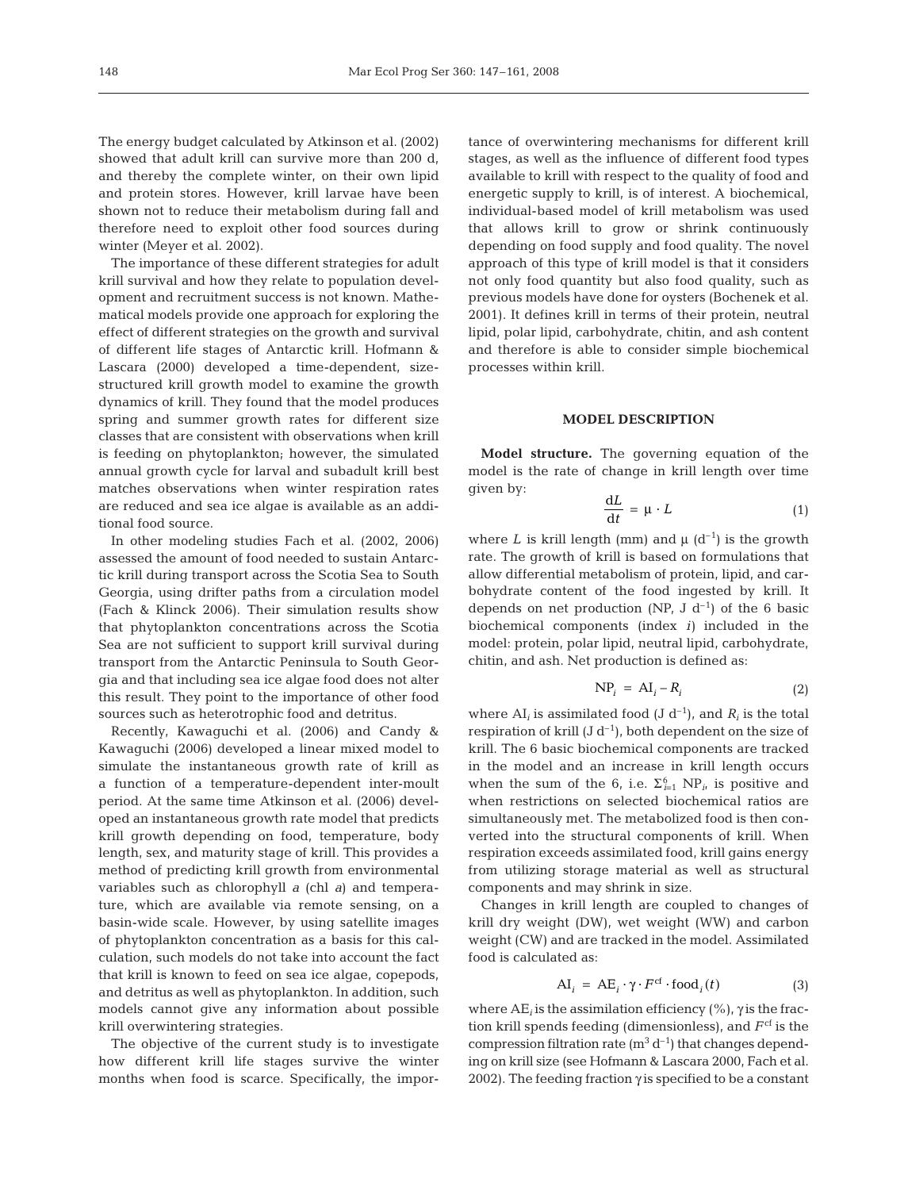The energy budget calculated by Atkinson et al. (2002) showed that adult krill can survive more than 200 d, and thereby the complete winter, on their own lipid and protein stores. However, krill larvae have been shown not to reduce their metabolism during fall and therefore need to exploit other food sources during winter (Meyer et al. 2002).

The importance of these different strategies for adult krill survival and how they relate to population development and recruitment success is not known. Mathematical models provide one approach for exploring the effect of different strategies on the growth and survival of different life stages of Antarctic krill. Hofmann & Lascara (2000) developed a time-dependent, size-structured krill growth model to examine the growth dynamics of krill. They found that the model produces spring and summer growth rates for different size classes that are consistent with observations when krill is feeding on phytoplankton; however, the simulated annual growth cycle for larval and subadult krill best matches observations when winter respiration rates are reduced and sea ice algae is available as an additional food source.

In other modeling studies Fach et al. (2002, 2006) assessed the amount of food needed to sustain Antarctic krill during transport across the Scotia Sea to South Georgia, using drifter paths from a circulation model (Fach & Klinck 2006). Their simulation results show that phytoplankton concentrations across the Scotia Sea are not sufficient to support krill survival during transport from the Antarctic Peninsula to South Georgia and that including sea ice algae food does not alter this result. They point to the importance of other food sources such as heterotrophic food and detritus.

Recently, Kawaguchi et al. (2006) and Candy & Kawaguchi (2006) developed a linear mixed model to simulate the instantaneous growth rate of krill as a function of a temperature-dependent inter-moult period. At the same time Atkinson et al. (2006) developed an instantaneous growth rate model that predicts krill growth depending on food, temperature, body length, sex, and maturity stage of krill. This provides a method of predicting krill growth from environmental variables such as chlorophyll *a* (chl *a*) and temperature, which are available via remote sensing, on a basin-wide scale. However, by using satellite images of phytoplankton concentration as a basis for this calculation, such models do not take into account the fact that krill is known to feed on sea ice algae, copepods, and detritus as well as phytoplankton. In addition, such models cannot give any information about possible krill overwintering strategies.

The objective of the current study is to investigate how different krill life stages survive the winter months when food is scarce. Specifically, the importance of overwintering mechanisms for different krill stages, as well as the influence of different food types available to krill with respect to the quality of food and energetic supply to krill, is of interest. A biochemical, individual-based model of krill metabolism was used that allows krill to grow or shrink continuously depending on food supply and food quality. The novel approach of this type of krill model is that it considers not only food quantity but also food quality, such as previous models have done for oysters (Bochenek et al. 2001). It defines krill in terms of their protein, neutral lipid, polar lipid, carbohydrate, chitin, and ash content and therefore is able to consider simple biochemical processes within krill.

## MODEL DESCRIPTION

**Model structure.** The governing equation of the model is the rate of change in krill length over time given by:

$$\frac{dL}{dt} = \mu \cdot L \tag{1}$$

where $L$ is krill length (mm) and $\mu$ (d$^{-1}$) is the growth rate. The growth of krill is based on formulations that allow differential metabolism of protein, lipid, and carbohydrate content of the food ingested by krill. It depends on net production (NP, J d$^{-1}$) of the 6 basic biochemical components (index $i$) included in the model: protein, polar lipid, neutral lipid, carbohydrate, chitin, and ash. Net production is defined as:

$$\text{NP}_i = \text{AI}_i - R_i \tag{2}$$

where $\text{AI}_i$ is assimilated food (J d$^{-1}$), and $R_i$ is the total respiration of krill (J d$^{-1}$), both dependent on the size of krill. The 6 basic biochemical components are tracked in the model and an increase in krill length occurs when the sum of the 6, i.e. $\Sigma_{i=1}^{6}$ $\text{NP}_i$, is positive and when restrictions on selected biochemical ratios are simultaneously met. The metabolized food is then converted into the structural components of krill. When respiration exceeds assimilated food, krill gains energy from utilizing storage material as well as structural components and may shrink in size.

Changes in krill length are coupled to changes of krill dry weight (DW), wet weight (WW) and carbon weight (CW) and are tracked in the model. Assimilated food is calculated as:

$$\text{AI}_i = \text{AE}_i \cdot \gamma \cdot F^{cf} \cdot \text{food}_i(t) \tag{3}$$

where $\text{AE}_i$ is the assimilation efficiency (%), $\gamma$ is the fraction krill spends feeding (dimensionless), and $F^{cf}$ is the compression filtration rate (m$^3$ d$^{-1}$) that changes depending on krill size (see Hofmann & Lascara 2000, Fach et al. 2002). The feeding fraction $\gamma$ is specified to be a constant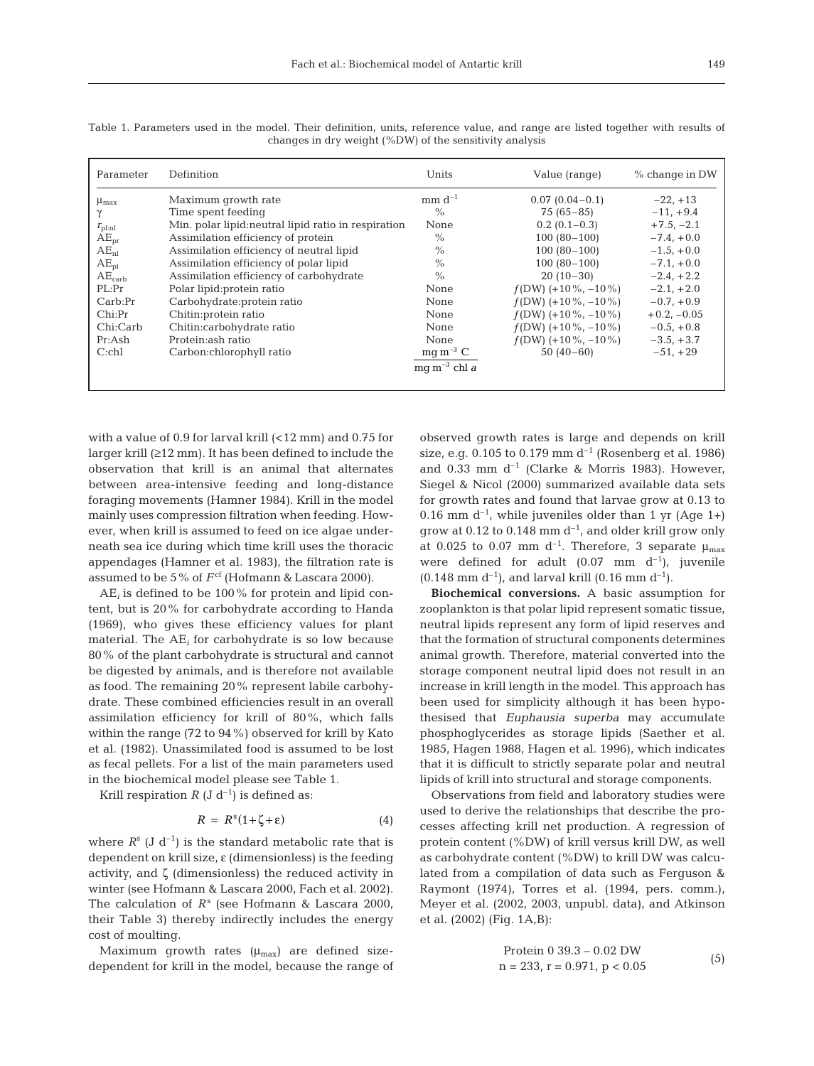Table 1. Parameters used in the model. Their definition, units, reference value, and range are listed together with results of changes in dry weight (%DW) of the sensitivity analysis

| Parameter | Definition | Units | Value (range) | % change in DW |
|---|---|---|---|---|
| $\mu_{max}$ | Maximum growth rate | mm $d^{-1}$ | 0.07 (0.04–0.1) | −22, +13 |
| $\gamma$ | Time spent feeding | % | 75 (65–85) | −11, +9.4 |
| $r_{pl:nl}$ | Min. polar lipid:neutral lipid ratio in respiration | None | 0.2 (0.1–0.3) | +7.5, −2.1 |
| $AE_{pr}$ | Assimilation efficiency of protein | % | 100 (80–100) | −7.4, +0.0 |
| $AE_{nl}$ | Assimilation efficiency of neutral lipid | % | 100 (80–100) | −1.5, +0.0 |
| $AE_{pl}$ | Assimilation efficiency of polar lipid | % | 100 (80–100) | −7.1, +0.0 |
| $AE_{carb}$ | Assimilation efficiency of carbohydrate | % | 20 (10–30) | −2.4, +2.2 |
| PL:Pr | Polar lipid:protein ratio | None | *f*(DW) (+10%, −10%) | −2.1, +2.0 |
| Carb:Pr | Carbohydrate:protein ratio | None | *f*(DW) (+10%, −10%) | −0.7, +0.9 |
| Chi:Pr | Chitin:protein ratio | None | *f*(DW) (+10%, −10%) | +0.2, −0.05 |
| Chi:Carb | Chitin:carbohydrate ratio | None | *f*(DW) (+10%, −10%) | −0.5, +0.8 |
| Pr:Ash | Protein:ash ratio | None | *f*(DW) (+10%, −10%) | −3.5, +3.7 |
| C:chl | Carbon:chlorophyll ratio | $\frac{\text{mg m}^{-3}\text{ C}}{\text{mg m}^{-3}\text{ chl } a}$ | 50 (40–60) | −51, +29 |

with a value of 0.9 for larval krill (<12 mm) and 0.75 for larger krill (≥12 mm). It has been defined to include the observation that krill is an animal that alternates between area-intensive feeding and long-distance foraging movements (Hamner 1984). Krill in the model mainly uses compression filtration when feeding. However, when krill is assumed to feed on ice algae underneath sea ice during which time krill uses the thoracic appendages (Hamner et al. 1983), the filtration rate is assumed to be 5% of $F^{cf}$ (Hofmann & Lascara 2000).

$AE_i$ is defined to be 100% for protein and lipid content, but is 20% for carbohydrate according to Handa (1969), who gives these efficiency values for plant material. The $AE_i$ for carbohydrate is so low because 80% of the plant carbohydrate is structural and cannot be digested by animals, and is therefore not available as food. The remaining 20% represent labile carbohydrate. These combined efficiencies result in an overall assimilation efficiency for krill of 80%, which falls within the range (72 to 94%) observed for krill by Kato et al. (1982). Unassimilated food is assumed to be lost as fecal pellets. For a list of the main parameters used in the biochemical model please see Table 1.

Krill respiration $R$ (J $d^{-1}$) is defined as:

$$R = R^s(1 + \zeta + \varepsilon) \tag{4}$$

where $R^s$ (J $d^{-1}$) is the standard metabolic rate that is dependent on krill size, $\varepsilon$ (dimensionless) is the feeding activity, and $\zeta$ (dimensionless) the reduced activity in winter (see Hofmann & Lascara 2000, Fach et al. 2002). The calculation of $R^s$ (see Hofmann & Lascara 2000, their Table 3) thereby indirectly includes the energy cost of moulting.

Maximum growth rates ($\mu_{max}$) are defined size-dependent for krill in the model, because the range of observed growth rates is large and depends on krill size, e.g. 0.105 to 0.179 mm $d^{-1}$ (Rosenberg et al. 1986) and 0.33 mm $d^{-1}$ (Clarke & Morris 1983). However, Siegel & Nicol (2000) summarized available data sets for growth rates and found that larvae grow at 0.13 to 0.16 mm $d^{-1}$, while juveniles older than 1 yr (Age 1+) grow at 0.12 to 0.148 mm $d^{-1}$, and older krill grow only at 0.025 to 0.07 mm $d^{-1}$. Therefore, 3 separate $\mu_{max}$ were defined for adult (0.07 mm $d^{-1}$), juvenile (0.148 mm $d^{-1}$), and larval krill (0.16 mm $d^{-1}$).

**Biochemical conversions.** A basic assumption for zooplankton is that polar lipid represent somatic tissue, neutral lipids represent any form of lipid reserves and that the formation of structural components determines animal growth. Therefore, material converted into the storage component neutral lipid does not result in an increase in krill length in the model. This approach has been used for simplicity although it has been hypothesised that *Euphausia superba* may accumulate phosphoglycerides as storage lipids (Saether et al. 1985, Hagen 1988, Hagen et al. 1996), which indicates that it is difficult to strictly separate polar and neutral lipids of krill into structural and storage components.

Observations from field and laboratory studies were used to derive the relationships that describe the processes affecting krill net production. A regression of protein content (%DW) of krill versus krill DW, as well as carbohydrate content (%DW) to krill DW was calculated from a compilation of data such as Ferguson & Raymont (1974), Torres et al. (1994, pers. comm.), Meyer et al. (2002, 2003, unpubl. data), and Atkinson et al. (2002) (Fig. 1A,B):

$$\begin{gathered}\text{Protein 0 39.3} - 0.02\text{ DW} \\ n = 233,\ r = 0.971,\ p < 0.05\end{gathered} \tag{5}$$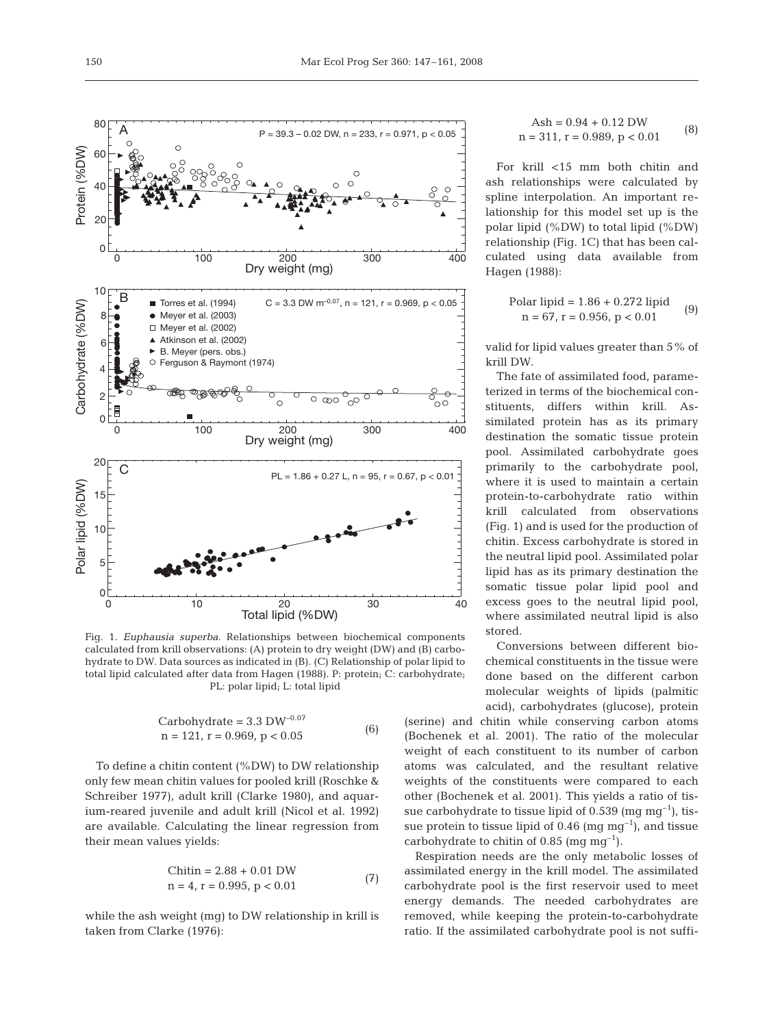Fig. 1. *Euphausia superba*. Relationships between biochemical components calculated from krill observations: (A) protein to dry weight (DW) and (B) carbohydrate to DW. Data sources as indicated in (B). (C) Relationship of polar lipid to total lipid calculated after data from Hagen (1988). P: protein; C: carbohydrate; PL: polar lipid; L: total lipid

$$\text{Carbohydrate} = 3.3\ \text{DW}^{-0.07} \quad (6)$$
$$n = 121,\ r = 0.969,\ p < 0.05$$

To define a chitin content (%DW) to DW relationship only few mean chitin values for pooled krill (Roschke & Schreiber 1977), adult krill (Clarke 1980), and aquarium-reared juvenile and adult krill (Nicol et al. 1992) are available. Calculating the linear regression from their mean values yields:

$$\text{Chitin} = 2.88 + 0.01\ \text{DW} \quad (7)$$
$$n = 4,\ r = 0.995,\ p < 0.01$$

while the ash weight (mg) to DW relationship in krill is taken from Clarke (1976):

$$\text{Ash} = 0.94 + 0.12\ \text{DW} \quad (8)$$
$$n = 311,\ r = 0.989,\ p < 0.01$$

For krill <15 mm both chitin and ash relationships were calculated by spline interpolation. An important relationship for this model set up is the polar lipid (%DW) to total lipid (%DW) relationship (Fig. 1C) that has been calculated using data available from Hagen (1988):

$$\text{Polar lipid} = 1.86 + 0.272\ \text{lipid} \quad (9)$$
$$n = 67,\ r = 0.956,\ p < 0.01$$

valid for lipid values greater than 5% of krill DW.

The fate of assimilated food, parameterized in terms of the biochemical constituents, differs within krill. Assimilated protein has as its primary destination the somatic tissue protein pool. Assimilated carbohydrate goes primarily to the carbohydrate pool, where it is used to maintain a certain protein-to-carbohydrate ratio within krill calculated from observations (Fig. 1) and is used for the production of chitin. Excess carbohydrate is stored in the neutral lipid pool. Assimilated polar lipid has as its primary destination the somatic tissue polar lipid pool and excess goes to the neutral lipid pool, where assimilated neutral lipid is also stored.

Conversions between different biochemical constituents in the tissue were done based on the different carbon molecular weights of lipids (palmitic acid), carbohydrates (glucose), protein (serine) and chitin while conserving carbon atoms (Bochenek et al. 2001). The ratio of the molecular weight of each constituent to its number of carbon atoms was calculated, and the resultant relative weights of the constituents were compared to each other (Bochenek et al. 2001). This yields a ratio of tissue carbohydrate to tissue lipid of 0.539 (mg $\text{mg}^{-1}$), tissue protein to tissue lipid of 0.46 (mg $\text{mg}^{-1}$), and tissue carbohydrate to chitin of 0.85 (mg $\text{mg}^{-1}$).

Respiration needs are the only metabolic losses of assimilated energy in the krill model. The assimilated carbohydrate pool is the first reservoir used to meet energy demands. The needed carbohydrates are removed, while keeping the protein-to-carbohydrate ratio. If the assimilated carbohydrate pool is not suffi-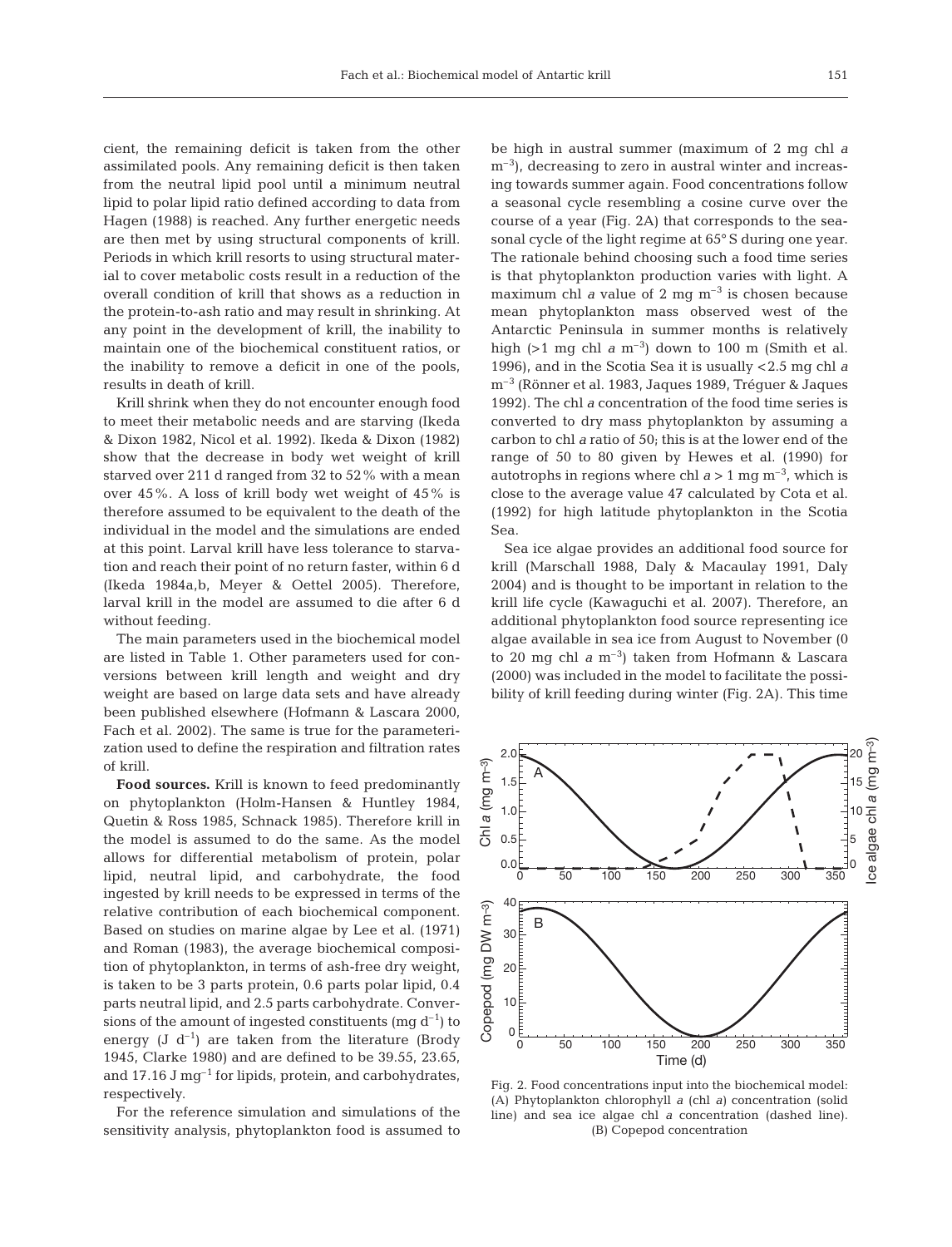cient, the remaining deficit is taken from the other assimilated pools. Any remaining deficit is then taken from the neutral lipid pool until a minimum neutral lipid to polar lipid ratio defined according to data from Hagen (1988) is reached. Any further energetic needs are then met by using structural components of krill. Periods in which krill resorts to using structural material to cover metabolic costs result in a reduction of the overall condition of krill that shows as a reduction in the protein-to-ash ratio and may result in shrinking. At any point in the development of krill, the inability to maintain one of the biochemical constituent ratios, or the inability to remove a deficit in one of the pools, results in death of krill.

Krill shrink when they do not encounter enough food to meet their metabolic needs and are starving (Ikeda & Dixon 1982, Nicol et al. 1992). Ikeda & Dixon (1982) show that the decrease in body wet weight of krill starved over 211 d ranged from 32 to 52% with a mean over 45%. A loss of krill body wet weight of 45% is therefore assumed to be equivalent to the death of the individual in the model and the simulations are ended at this point. Larval krill have less tolerance to starvation and reach their point of no return faster, within 6 d (Ikeda 1984a,b, Meyer & Oettel 2005). Therefore, larval krill in the model are assumed to die after 6 d without feeding.

The main parameters used in the biochemical model are listed in Table 1. Other parameters used for conversions between krill length and weight and dry weight are based on large data sets and have already been published elsewhere (Hofmann & Lascara 2000, Fach et al. 2002). The same is true for the parameterization used to define the respiration and filtration rates of krill.

**Food sources.** Krill is known to feed predominantly on phytoplankton (Holm-Hansen & Huntley 1984, Quetin & Ross 1985, Schnack 1985). Therefore krill in the model is assumed to do the same. As the model allows for differential metabolism of protein, polar lipid, neutral lipid, and carbohydrate, the food ingested by krill needs to be expressed in terms of the relative contribution of each biochemical component. Based on studies on marine algae by Lee et al. (1971) and Roman (1983), the average biochemical composition of phytoplankton, in terms of ash-free dry weight, is taken to be 3 parts protein, 0.6 parts polar lipid, 0.4 parts neutral lipid, and 2.5 parts carbohydrate. Conversions of the amount of ingested constituents (mg $d^{-1}$) to energy (J $d^{-1}$) are taken from the literature (Brody 1945, Clarke 1980) and are defined to be 39.55, 23.65, and 17.16 J $mg^{-1}$ for lipids, protein, and carbohydrates, respectively.

For the reference simulation and simulations of the sensitivity analysis, phytoplankton food is assumed to be high in austral summer (maximum of 2 mg chl *a* $m^{-3}$), decreasing to zero in austral winter and increasing towards summer again. Food concentrations follow a seasonal cycle resembling a cosine curve over the course of a year (Fig. 2A) that corresponds to the seasonal cycle of the light regime at 65° S during one year. The rationale behind choosing such a food time series is that phytoplankton production varies with light. A maximum chl *a* value of 2 mg $m^{-3}$ is chosen because mean phytoplankton mass observed west of the Antarctic Peninsula in summer months is relatively high (>1 mg chl *a* $m^{-3}$) down to 100 m (Smith et al. 1996), and in the Scotia Sea it is usually <2.5 mg chl *a* $m^{-3}$ (Rönner et al. 1983, Jaques 1989, Tréguer & Jaques 1992). The chl *a* concentration of the food time series is converted to dry mass phytoplankton by assuming a carbon to chl *a* ratio of 50; this is at the lower end of the range of 50 to 80 given by Hewes et al. (1990) for autotrophs in regions where chl *a* > 1 mg $m^{-3}$, which is close to the average value 47 calculated by Cota et al. (1992) for high latitude phytoplankton in the Scotia Sea.

Sea ice algae provides an additional food source for krill (Marschall 1988, Daly & Macaulay 1991, Daly 2004) and is thought to be important in relation to the krill life cycle (Kawaguchi et al. 2007). Therefore, an additional phytoplankton food source representing ice algae available in sea ice from August to November (0 to 20 mg chl *a* $m^{-3}$) taken from Hofmann & Lascara (2000) was included in the model to facilitate the possibility of krill feeding during winter (Fig. 2A). This time

Fig. 2. Food concentrations input into the biochemical model: (A) Phytoplankton chlorophyll *a* (chl *a*) concentration (solid line) and sea ice algae chl *a* concentration (dashed line). (B) Copepod concentration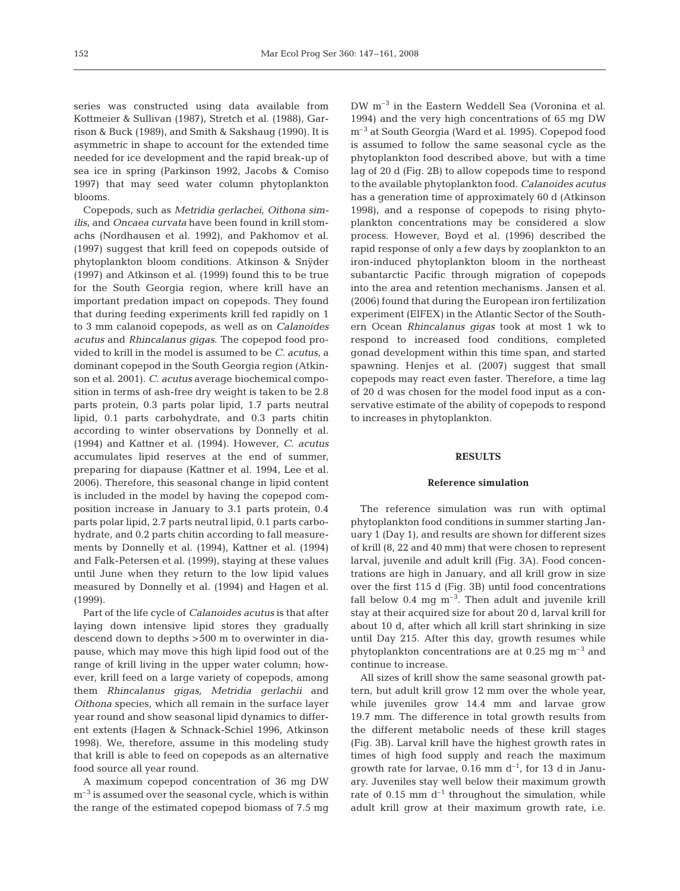series was constructed using data available from Kottmeier & Sullivan (1987), Stretch et al. (1988), Garrison & Buck (1989), and Smith & Sakshaug (1990). It is asymmetric in shape to account for the extended time needed for ice development and the rapid break-up of sea ice in spring (Parkinson 1992, Jacobs & Comiso 1997) that may seed water column phytoplankton blooms.

Copepods, such as *Metridia gerlachei*, *Oithona similis*, and *Oncaea curvata* have been found in krill stomachs (Nordhausen et al. 1992), and Pakhomov et al. (1997) suggest that krill feed on copepods outside of phytoplankton bloom conditions. Atkinson & Snÿder (1997) and Atkinson et al. (1999) found this to be true for the South Georgia region, where krill have an important predation impact on copepods. They found that during feeding experiments krill fed rapidly on 1 to 3 mm calanoid copepods, as well as on *Calanoides acutus* and *Rhincalanus gigas*. The copepod food provided to krill in the model is assumed to be *C. acutus*, a dominant copepod in the South Georgia region (Atkinson et al. 2001). *C. acutus* average biochemical composition in terms of ash-free dry weight is taken to be 2.8 parts protein, 0.3 parts polar lipid, 1.7 parts neutral lipid, 0.1 parts carbohydrate, and 0.3 parts chitin according to winter observations by Donnelly et al. (1994) and Kattner et al. (1994). However, *C. acutus* accumulates lipid reserves at the end of summer, preparing for diapause (Kattner et al. 1994, Lee et al. 2006). Therefore, this seasonal change in lipid content is included in the model by having the copepod composition increase in January to 3.1 parts protein, 0.4 parts polar lipid, 2.7 parts neutral lipid, 0.1 parts carbohydrate, and 0.2 parts chitin according to fall measurements by Donnelly et al. (1994), Kattner et al. (1994) and Falk-Petersen et al. (1999), staying at these values until June when they return to the low lipid values measured by Donnelly et al. (1994) and Hagen et al. (1999).

Part of the life cycle of *Calanoides acutus* is that after laying down intensive lipid stores they gradually descend down to depths >500 m to overwinter in diapause, which may move this high lipid food out of the range of krill living in the upper water column; however, krill feed on a large variety of copepods, among them *Rhincalanus gigas, Metridia gerlachii* and *Oithona* species, which all remain in the surface layer year round and show seasonal lipid dynamics to different extents (Hagen & Schnack-Schiel 1996, Atkinson 1998). We, therefore, assume in this modeling study that krill is able to feed on copepods as an alternative food source all year round.

A maximum copepod concentration of 36 mg DW $m^{-3}$ is assumed over the seasonal cycle, which is within the range of the estimated copepod biomass of 7.5 mg DW $m^{-3}$ in the Eastern Weddell Sea (Voronina et al. 1994) and the very high concentrations of 65 mg DW $m^{-3}$ at South Georgia (Ward et al. 1995). Copepod food is assumed to follow the same seasonal cycle as the phytoplankton food described above, but with a time lag of 20 d (Fig. 2B) to allow copepods time to respond to the available phytoplankton food. *Calanoides acutus* has a generation time of approximately 60 d (Atkinson 1998), and a response of copepods to rising phytoplankton concentrations may be considered a slow process. However, Boyd et al. (1996) described the rapid response of only a few days by zooplankton to an iron-induced phytoplankton bloom in the northeast subantarctic Pacific through migration of copepods into the area and retention mechanisms. Jansen et al. (2006) found that during the European iron fertilization experiment (EIFEX) in the Atlantic Sector of the Southern Ocean *Rhincalanus gigas* took at most 1 wk to respond to increased food conditions, completed gonad development within this time span, and started spawning. Henjes et al. (2007) suggest that small copepods may react even faster. Therefore, a time lag of 20 d was chosen for the model food input as a conservative estimate of the ability of copepods to respond to increases in phytoplankton.

## RESULTS

### Reference simulation

The reference simulation was run with optimal phytoplankton food conditions in summer starting January 1 (Day 1), and results are shown for different sizes of krill (8, 22 and 40 mm) that were chosen to represent larval, juvenile and adult krill (Fig. 3A). Food concentrations are high in January, and all krill grow in size over the first 115 d (Fig. 3B) until food concentrations fall below 0.4 mg $m^{-3}$. Then adult and juvenile krill stay at their acquired size for about 20 d, larval krill for about 10 d, after which all krill start shrinking in size until Day 215. After this day, growth resumes while phytoplankton concentrations are at 0.25 mg $m^{-3}$ and continue to increase.

All sizes of krill show the same seasonal growth pattern, but adult krill grow 12 mm over the whole year, while juveniles grow 14.4 mm and larvae grow 19.7 mm. The difference in total growth results from the different metabolic needs of these krill stages (Fig. 3B). Larval krill have the highest growth rates in times of high food supply and reach the maximum growth rate for larvae, 0.16 mm $d^{-1}$, for 13 d in January. Juveniles stay well below their maximum growth rate of 0.15 mm $d^{-1}$ throughout the simulation, while adult krill grow at their maximum growth rate, i.e.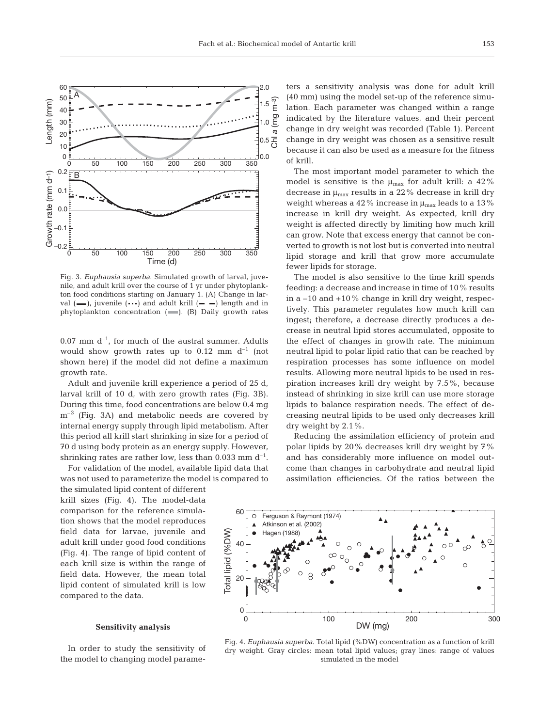Fig. 3. *Euphausia superba*. Simulated growth of larval, juvenile, and adult krill over the course of 1 yr under phytoplankton food conditions starting on January 1. (A) Change in larval (▬), juvenile (···) and adult krill (– –) length and in phytoplankton concentration (▬). (B) Daily growth rates

0.07 mm $d^{-1}$, for much of the austral summer. Adults would show growth rates up to 0.12 mm $d^{-1}$ (not shown here) if the model did not define a maximum growth rate.

Adult and juvenile krill experience a period of 25 d, larval krill of 10 d, with zero growth rates (Fig. 3B). During this time, food concentrations are below 0.4 mg $m^{-3}$ (Fig. 3A) and metabolic needs are covered by internal energy supply through lipid metabolism. After this period all krill start shrinking in size for a period of 70 d using body protein as an energy supply. However, shrinking rates are rather low, less than 0.033 mm $d^{-1}$.

For validation of the model, available lipid data that was not used to parameterize the model is compared to the simulated lipid content of different krill sizes (Fig. 4). The model-data comparison for the reference simulation shows that the model reproduces field data for larvae, juvenile and adult krill under good food conditions (Fig. 4). The range of lipid content of each krill size is within the range of field data. However, the mean total lipid content of simulated krill is low compared to the data.

## Sensitivity analysis

In order to study the sensitivity of the model to changing model parameters a sensitivity analysis was done for adult krill (40 mm) using the model set-up of the reference simulation. Each parameter was changed within a range indicated by the literature values, and their percent change in dry weight was recorded (Table 1). Percent change in dry weight was chosen as a sensitive result because it can also be used as a measure for the fitness of krill.

The most important model parameter to which the model is sensitive is the $\mu_{max}$ for adult krill: a 42% decrease in $\mu_{max}$ results in a 22% decrease in krill dry weight whereas a 42% increase in $\mu_{max}$ leads to a 13% increase in krill dry weight. As expected, krill dry weight is affected directly by limiting how much krill can grow. Note that excess energy that cannot be converted to growth is not lost but is converted into neutral lipid storage and krill that grow more accumulate fewer lipids for storage.

The model is also sensitive to the time krill spends feeding: a decrease and increase in time of 10% results in a –10 and +10% change in krill dry weight, respectively. This parameter regulates how much krill can ingest; therefore, a decrease directly produces a decrease in neutral lipid stores accumulated, opposite to the effect of changes in growth rate. The minimum neutral lipid to polar lipid ratio that can be reached by respiration processes has some influence on model results. Allowing more neutral lipids to be used in respiration increases krill dry weight by 7.5%, because instead of shrinking in size krill can use more storage lipids to balance respiration needs. The effect of decreasing neutral lipids to be used only decreases krill dry weight by 2.1%.

Reducing the assimilation efficiency of protein and polar lipids by 20% decreases krill dry weight by 7% and has considerably more influence on model outcome than changes in carbohydrate and neutral lipid assimilation efficiencies. Of the ratios between the

Fig. 4. *Euphausia superba*. Total lipid (%DW) concentration as a function of krill dry weight. Gray circles: mean total lipid values; gray lines: range of values simulated in the model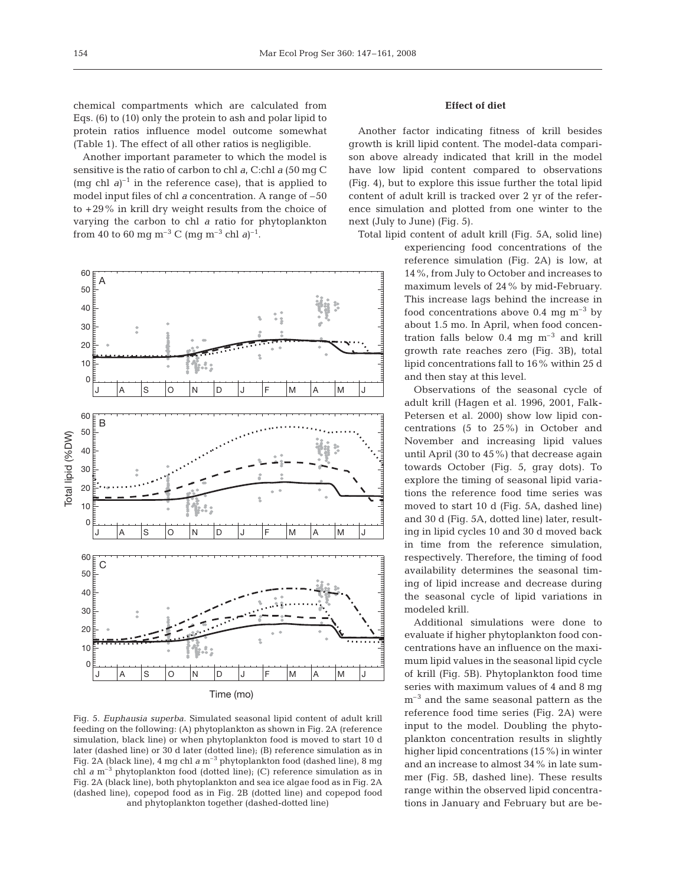chemical compartments which are calculated from Eqs. (6) to (10) only the protein to ash and polar lipid to protein ratios influence model outcome somewhat (Table 1). The effect of all other ratios is negligible.

Another important parameter to which the model is sensitive is the ratio of carbon to chl *a*, C:chl *a* (50 mg C (mg chl *a*)$^{-1}$ in the reference case), that is applied to model input files of chl *a* concentration. A range of –50 to +29% in krill dry weight results from the choice of varying the carbon to chl *a* ratio for phytoplankton from 40 to 60 mg m$^{-3}$ C (mg m$^{-3}$ chl *a*)$^{-1}$.

Fig. 5. *Euphausia superba*. Simulated seasonal lipid content of adult krill feeding on the following: (A) phytoplankton as shown in Fig. 2A (reference simulation, black line) or when phytoplankton food is moved to start 10 d later (dashed line) or 30 d later (dotted line); (B) reference simulation as in Fig. 2A (black line), 4 mg chl *a* m$^{-3}$ phytoplankton food (dashed line), 8 mg chl *a* m$^{-3}$ phytoplankton food (dotted line); (C) reference simulation as in Fig. 2A (black line), both phytoplankton and sea ice algae food as in Fig. 2A (dashed line), copepod food as in Fig. 2B (dotted line) and copepod food and phytoplankton together (dashed-dotted line)

### Effect of diet

Another factor indicating fitness of krill besides growth is krill lipid content. The model-data comparison above already indicated that krill in the model have low lipid content compared to observations (Fig. 4), but to explore this issue further the total lipid content of adult krill is tracked over 2 yr of the reference simulation and plotted from one winter to the next (July to June) (Fig. 5).

Total lipid content of adult krill (Fig. 5A, solid line) experiencing food concentrations of the reference simulation (Fig. 2A) is low, at 14%, from July to October and increases to maximum levels of 24% by mid-February. This increase lags behind the increase in food concentrations above 0.4 mg m$^{-3}$ by about 1.5 mo. In April, when food concentration falls below 0.4 mg m$^{-3}$ and krill growth rate reaches zero (Fig. 3B), total lipid concentrations fall to 16% within 25 d and then stay at this level.

Observations of the seasonal cycle of adult krill (Hagen et al. 1996, 2001, Falk-Petersen et al. 2000) show low lipid concentrations (5 to 25%) in October and November and increasing lipid values until April (30 to 45%) that decrease again towards October (Fig. 5, gray dots). To explore the timing of seasonal lipid variations the reference food time series was moved to start 10 d (Fig. 5A, dashed line) and 30 d (Fig. 5A, dotted line) later, resulting in lipid cycles 10 and 30 d moved back in time from the reference simulation, respectively. Therefore, the timing of food availability determines the seasonal timing of lipid increase and decrease during the seasonal cycle of lipid variations in modeled krill.

Additional simulations were done to evaluate if higher phytoplankton food concentrations have an influence on the maximum lipid values in the seasonal lipid cycle of krill (Fig. 5B). Phytoplankton food time series with maximum values of 4 and 8 mg m$^{-3}$ and the same seasonal pattern as the reference food time series (Fig. 2A) were input to the model. Doubling the phytoplankton concentration results in slightly higher lipid concentrations (15%) in winter and an increase to almost 34% in late summer (Fig. 5B, dashed line). These results range within the observed lipid concentrations in January and February but are be-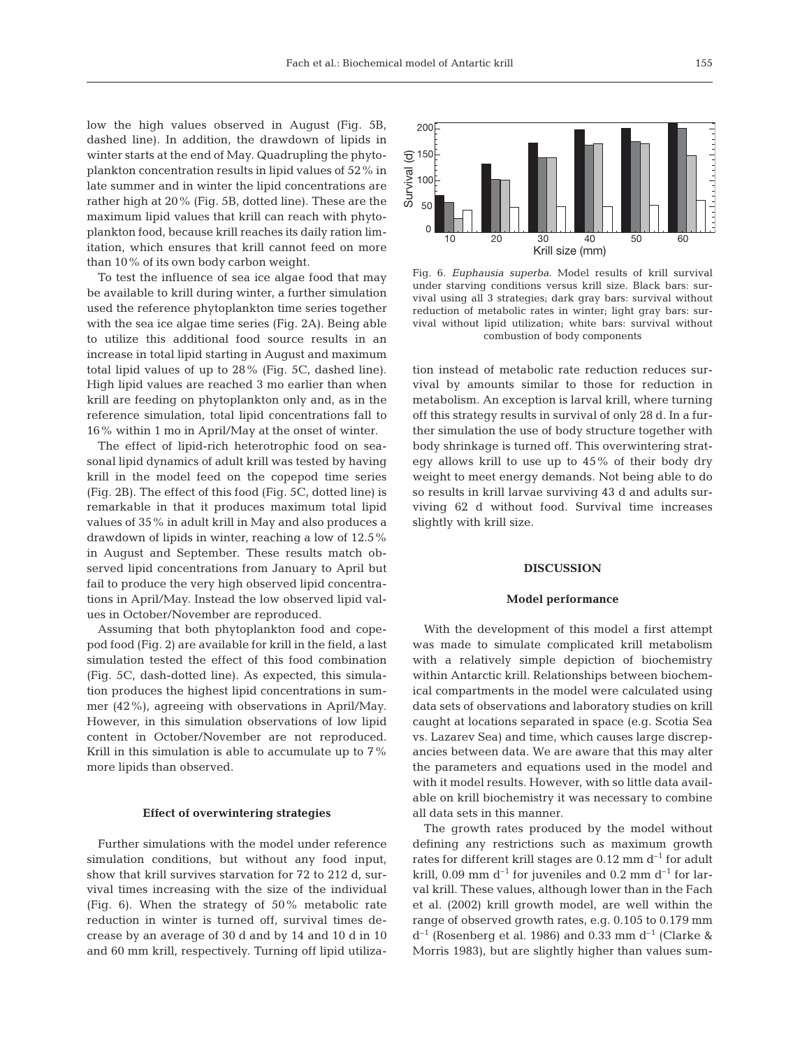low the high values observed in August (Fig. 5B, dashed line). In addition, the drawdown of lipids in winter starts at the end of May. Quadrupling the phytoplankton concentration results in lipid values of 52% in late summer and in winter the lipid concentrations are rather high at 20% (Fig. 5B, dotted line). These are the maximum lipid values that krill can reach with phytoplankton food, because krill reaches its daily ration limitation, which ensures that krill cannot feed on more than 10% of its own body carbon weight.

To test the influence of sea ice algae food that may be available to krill during winter, a further simulation used the reference phytoplankton time series together with the sea ice algae time series (Fig. 2A). Being able to utilize this additional food source results in an increase in total lipid starting in August and maximum total lipid values of up to 28% (Fig. 5C, dashed line). High lipid values are reached 3 mo earlier than when krill are feeding on phytoplankton only and, as in the reference simulation, total lipid concentrations fall to 16% within 1 mo in April/May at the onset of winter.

The effect of lipid-rich heterotrophic food on seasonal lipid dynamics of adult krill was tested by having krill in the model feed on the copepod time series (Fig. 2B). The effect of this food (Fig. 5C, dotted line) is remarkable in that it produces maximum total lipid values of 35% in adult krill in May and also produces a drawdown of lipids in winter, reaching a low of 12.5% in August and September. These results match observed lipid concentrations from January to April but fail to produce the very high observed lipid concentrations in April/May. Instead the low observed lipid values in October/November are reproduced.

Assuming that both phytoplankton food and copepod food (Fig. 2) are available for krill in the field, a last simulation tested the effect of this food combination (Fig. 5C, dash-dotted line). As expected, this simulation produces the highest lipid concentrations in summer (42%), agreeing with observations in April/May. However, in this simulation observations of low lipid content in October/November are not reproduced. Krill in this simulation is able to accumulate up to 7% more lipids than observed.

### Effect of overwintering strategies

Further simulations with the model under reference simulation conditions, but without any food input, show that krill survives starvation for 72 to 212 d, survival times increasing with the size of the individual (Fig. 6). When the strategy of 50% metabolic rate reduction in winter is turned off, survival times decrease by an average of 30 d and by 14 and 10 d in 10 and 60 mm krill, respectively. Turning off lipid utilization instead of metabolic rate reduction reduces survival by amounts similar to those for reduction in metabolism. An exception is larval krill, where turning off this strategy results in survival of only 28 d. In a further simulation the use of body structure together with body shrinkage is turned off. This overwintering strategy allows krill to use up to 45% of their body dry weight to meet energy demands. Not being able to do so results in krill larvae surviving 43 d and adults surviving 62 d without food. Survival time increases slightly with krill size.

Fig. 6. *Euphausia superba*. Model results of krill survival under starving conditions versus krill size. Black bars: survival using all 3 strategies; dark gray bars: survival without reduction of metabolic rates in winter; light gray bars: survival without lipid utilization; white bars: survival without combustion of body components

## DISCUSSION

### Model performance

With the development of this model a first attempt was made to simulate complicated krill metabolism with a relatively simple depiction of biochemistry within Antarctic krill. Relationships between biochemical compartments in the model were calculated using data sets of observations and laboratory studies on krill caught at locations separated in space (e.g. Scotia Sea vs. Lazarev Sea) and time, which causes large discrepancies between data. We are aware that this may alter the parameters and equations used in the model and with it model results. However, with so little data available on krill biochemistry it was necessary to combine all data sets in this manner.

The growth rates produced by the model without defining any restrictions such as maximum growth rates for different krill stages are 0.12 mm $d^{-1}$ for adult krill, 0.09 mm $d^{-1}$ for juveniles and 0.2 mm $d^{-1}$ for larval krill. These values, although lower than in the Fach et al. (2002) krill growth model, are well within the range of observed growth rates, e.g. 0.105 to 0.179 mm $d^{-1}$ (Rosenberg et al. 1986) and 0.33 mm $d^{-1}$ (Clarke & Morris 1983), but are slightly higher than values sum-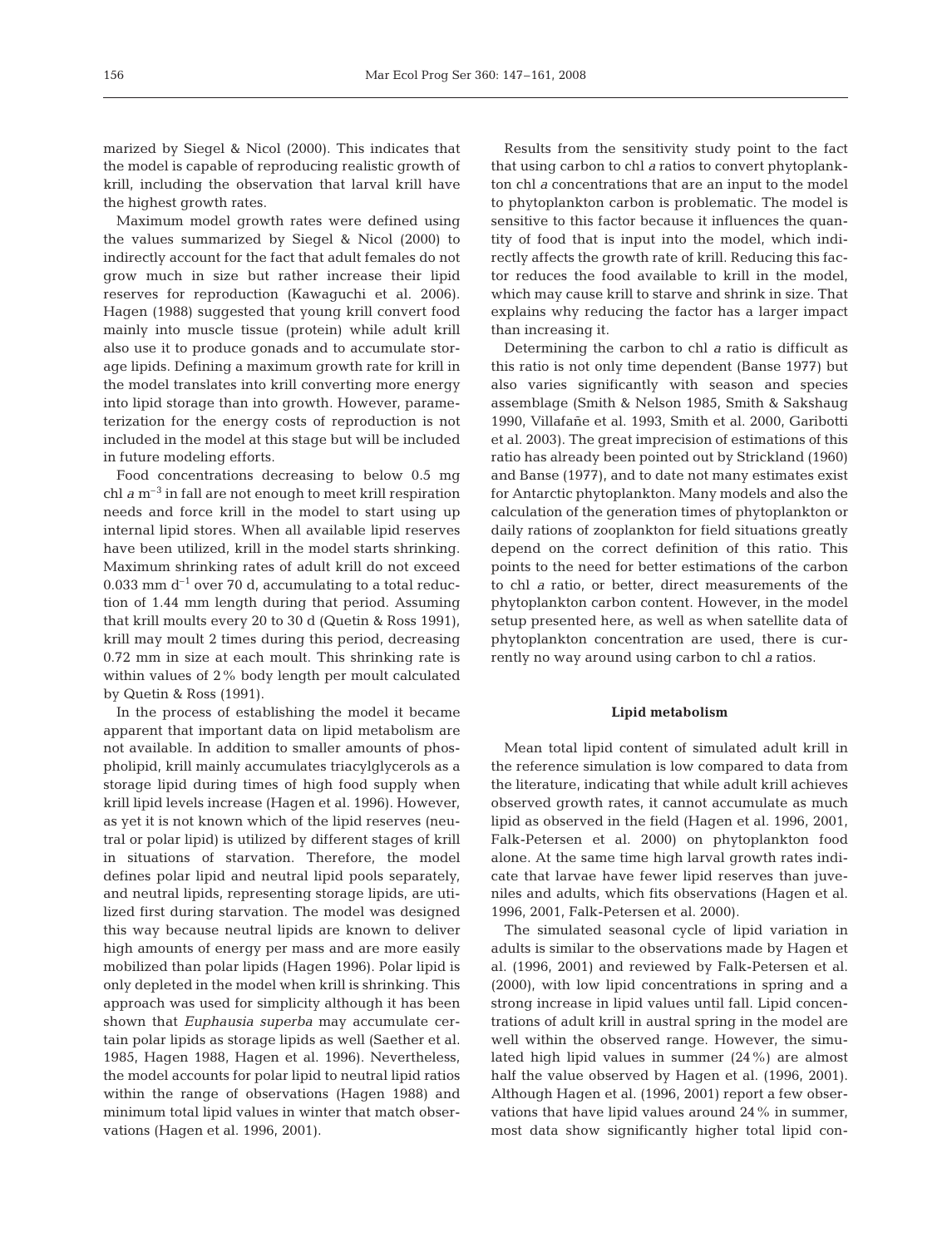marized by Siegel & Nicol (2000). This indicates that the model is capable of reproducing realistic growth of krill, including the observation that larval krill have the highest growth rates.

Maximum model growth rates were defined using the values summarized by Siegel & Nicol (2000) to indirectly account for the fact that adult females do not grow much in size but rather increase their lipid reserves for reproduction (Kawaguchi et al. 2006). Hagen (1988) suggested that young krill convert food mainly into muscle tissue (protein) while adult krill also use it to produce gonads and to accumulate storage lipids. Defining a maximum growth rate for krill in the model translates into krill converting more energy into lipid storage than into growth. However, parameterization for the energy costs of reproduction is not included in the model at this stage but will be included in future modeling efforts.

Food concentrations decreasing to below 0.5 mg chl *a* $m^{-3}$ in fall are not enough to meet krill respiration needs and force krill in the model to start using up internal lipid stores. When all available lipid reserves have been utilized, krill in the model starts shrinking. Maximum shrinking rates of adult krill do not exceed 0.033 mm $d^{-1}$ over 70 d, accumulating to a total reduction of 1.44 mm length during that period. Assuming that krill moults every 20 to 30 d (Quetin & Ross 1991), krill may moult 2 times during this period, decreasing 0.72 mm in size at each moult. This shrinking rate is within values of 2% body length per moult calculated by Quetin & Ross (1991).

In the process of establishing the model it became apparent that important data on lipid metabolism are not available. In addition to smaller amounts of phospholipid, krill mainly accumulates triacylglycerols as a storage lipid during times of high food supply when krill lipid levels increase (Hagen et al. 1996). However, as yet it is not known which of the lipid reserves (neutral or polar lipid) is utilized by different stages of krill in situations of starvation. Therefore, the model defines polar lipid and neutral lipid pools separately, and neutral lipids, representing storage lipids, are utilized first during starvation. The model was designed this way because neutral lipids are known to deliver high amounts of energy per mass and are more easily mobilized than polar lipids (Hagen 1996). Polar lipid is only depleted in the model when krill is shrinking. This approach was used for simplicity although it has been shown that *Euphausia superba* may accumulate certain polar lipids as storage lipids as well (Saether et al. 1985, Hagen 1988, Hagen et al. 1996). Nevertheless, the model accounts for polar lipid to neutral lipid ratios within the range of observations (Hagen 1988) and minimum total lipid values in winter that match observations (Hagen et al. 1996, 2001).

Results from the sensitivity study point to the fact that using carbon to chl *a* ratios to convert phytoplankton chl *a* concentrations that are an input to the model to phytoplankton carbon is problematic. The model is sensitive to this factor because it influences the quantity of food that is input into the model, which indirectly affects the growth rate of krill. Reducing this factor reduces the food available to krill in the model, which may cause krill to starve and shrink in size. That explains why reducing the factor has a larger impact than increasing it.

Determining the carbon to chl *a* ratio is difficult as this ratio is not only time dependent (Banse 1977) but also varies significantly with season and species assemblage (Smith & Nelson 1985, Smith & Sakshaug 1990, Villafañe et al. 1993, Smith et al. 2000, Garibotti et al. 2003). The great imprecision of estimations of this ratio has already been pointed out by Strickland (1960) and Banse (1977), and to date not many estimates exist for Antarctic phytoplankton. Many models and also the calculation of the generation times of phytoplankton or daily rations of zooplankton for field situations greatly depend on the correct definition of this ratio. This points to the need for better estimations of the carbon to chl *a* ratio, or better, direct measurements of the phytoplankton carbon content. However, in the model setup presented here, as well as when satellite data of phytoplankton concentration are used, there is currently no way around using carbon to chl *a* ratios.

#### Lipid metabolism

Mean total lipid content of simulated adult krill in the reference simulation is low compared to data from the literature, indicating that while adult krill achieves observed growth rates, it cannot accumulate as much lipid as observed in the field (Hagen et al. 1996, 2001, Falk-Petersen et al. 2000) on phytoplankton food alone. At the same time high larval growth rates indicate that larvae have fewer lipid reserves than juveniles and adults, which fits observations (Hagen et al. 1996, 2001, Falk-Petersen et al. 2000).

The simulated seasonal cycle of lipid variation in adults is similar to the observations made by Hagen et al. (1996, 2001) and reviewed by Falk-Petersen et al. (2000), with low lipid concentrations in spring and a strong increase in lipid values until fall. Lipid concentrations of adult krill in austral spring in the model are well within the observed range. However, the simulated high lipid values in summer (24%) are almost half the value observed by Hagen et al. (1996, 2001). Although Hagen et al. (1996, 2001) report a few observations that have lipid values around 24% in summer, most data show significantly higher total lipid con-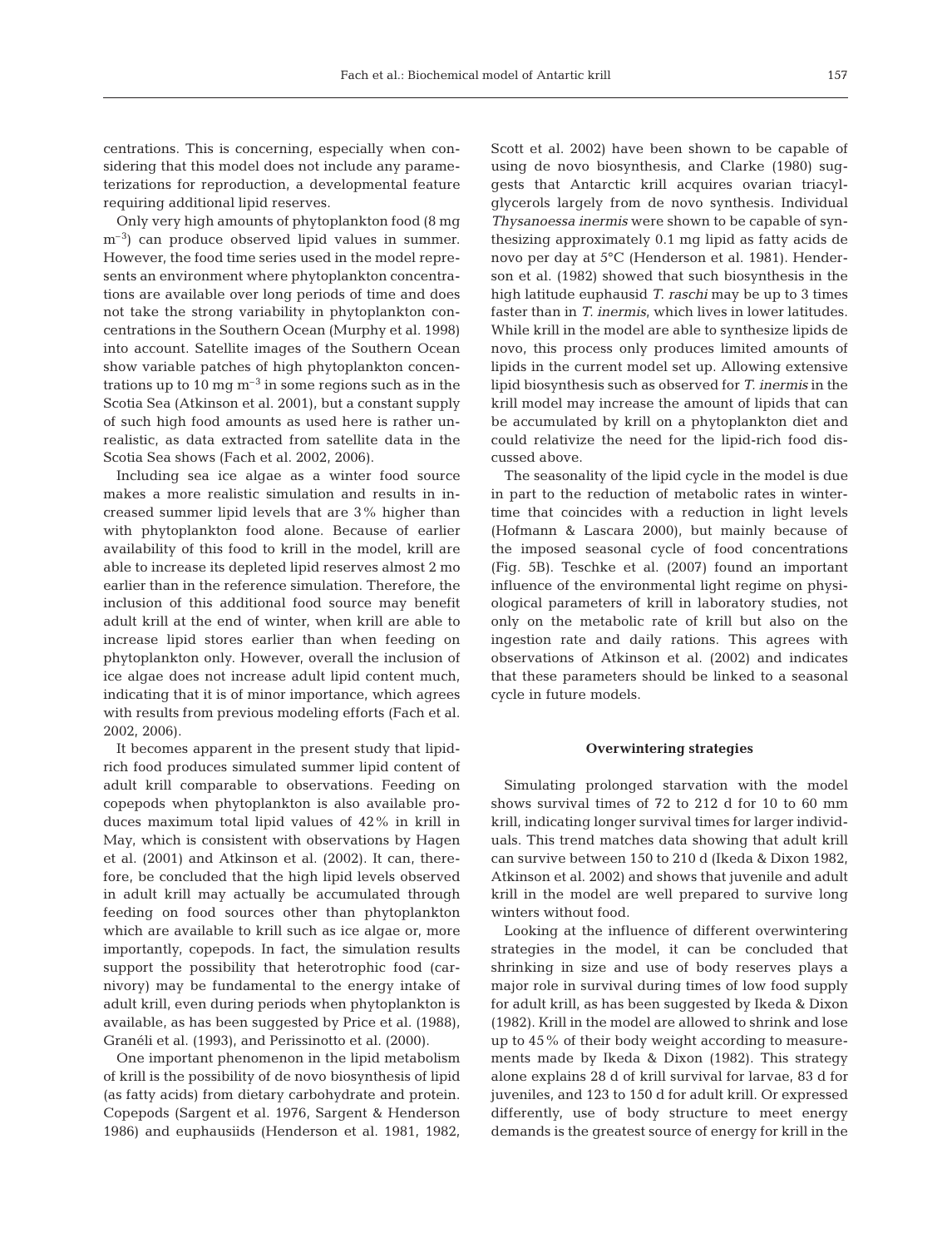centrations. This is concerning, especially when considering that this model does not include any parameterizations for reproduction, a developmental feature requiring additional lipid reserves.

Only very high amounts of phytoplankton food (8 mg $m^{-3}$) can produce observed lipid values in summer. However, the food time series used in the model represents an environment where phytoplankton concentrations are available over long periods of time and does not take the strong variability in phytoplankton concentrations in the Southern Ocean (Murphy et al. 1998) into account. Satellite images of the Southern Ocean show variable patches of high phytoplankton concentrations up to 10 mg $m^{-3}$ in some regions such as in the Scotia Sea (Atkinson et al. 2001), but a constant supply of such high food amounts as used here is rather unrealistic, as data extracted from satellite data in the Scotia Sea shows (Fach et al. 2002, 2006).

Including sea ice algae as a winter food source makes a more realistic simulation and results in increased summer lipid levels that are 3% higher than with phytoplankton food alone. Because of earlier availability of this food to krill in the model, krill are able to increase its depleted lipid reserves almost 2 mo earlier than in the reference simulation. Therefore, the inclusion of this additional food source may benefit adult krill at the end of winter, when krill are able to increase lipid stores earlier than when feeding on phytoplankton only. However, overall the inclusion of ice algae does not increase adult lipid content much, indicating that it is of minor importance, which agrees with results from previous modeling efforts (Fach et al. 2002, 2006).

It becomes apparent in the present study that lipid-rich food produces simulated summer lipid content of adult krill comparable to observations. Feeding on copepods when phytoplankton is also available produces maximum total lipid values of 42% in krill in May, which is consistent with observations by Hagen et al. (2001) and Atkinson et al. (2002). It can, therefore, be concluded that the high lipid levels observed in adult krill may actually be accumulated through feeding on food sources other than phytoplankton which are available to krill such as ice algae or, more importantly, copepods. In fact, the simulation results support the possibility that heterotrophic food (carnivory) may be fundamental to the energy intake of adult krill, even during periods when phytoplankton is available, as has been suggested by Price et al. (1988), Granéli et al. (1993), and Perissinotto et al. (2000).

One important phenomenon in the lipid metabolism of krill is the possibility of de novo biosynthesis of lipid (as fatty acids) from dietary carbohydrate and protein. Copepods (Sargent et al. 1976, Sargent & Henderson 1986) and euphausiids (Henderson et al. 1981, 1982, Scott et al. 2002) have been shown to be capable of using de novo biosynthesis, and Clarke (1980) suggests that Antarctic krill acquires ovarian triacylglycerols largely from de novo synthesis. Individual *Thysanoessa inermis* were shown to be capable of synthesizing approximately 0.1 mg lipid as fatty acids de novo per day at 5°C (Henderson et al. 1981). Henderson et al. (1982) showed that such biosynthesis in the high latitude euphausid *T. raschi* may be up to 3 times faster than in *T. inermis*, which lives in lower latitudes. While krill in the model are able to synthesize lipids de novo, this process only produces limited amounts of lipids in the current model set up. Allowing extensive lipid biosynthesis such as observed for *T. inermis* in the krill model may increase the amount of lipids that can be accumulated by krill on a phytoplankton diet and could relativize the need for the lipid-rich food discussed above.

The seasonality of the lipid cycle in the model is due in part to the reduction of metabolic rates in wintertime that coincides with a reduction in light levels (Hofmann & Lascara 2000), but mainly because of the imposed seasonal cycle of food concentrations (Fig. 5B). Teschke et al. (2007) found an important influence of the environmental light regime on physiological parameters of krill in laboratory studies, not only on the metabolic rate of krill but also on the ingestion rate and daily rations. This agrees with observations of Atkinson et al. (2002) and indicates that these parameters should be linked to a seasonal cycle in future models.

### Overwintering strategies

Simulating prolonged starvation with the model shows survival times of 72 to 212 d for 10 to 60 mm krill, indicating longer survival times for larger individuals. This trend matches data showing that adult krill can survive between 150 to 210 d (Ikeda & Dixon 1982, Atkinson et al. 2002) and shows that juvenile and adult krill in the model are well prepared to survive long winters without food.

Looking at the influence of different overwintering strategies in the model, it can be concluded that shrinking in size and use of body reserves plays a major role in survival during times of low food supply for adult krill, as has been suggested by Ikeda & Dixon (1982). Krill in the model are allowed to shrink and lose up to 45% of their body weight according to measurements made by Ikeda & Dixon (1982). This strategy alone explains 28 d of krill survival for larvae, 83 d for juveniles, and 123 to 150 d for adult krill. Or expressed differently, use of body structure to meet energy demands is the greatest source of energy for krill in the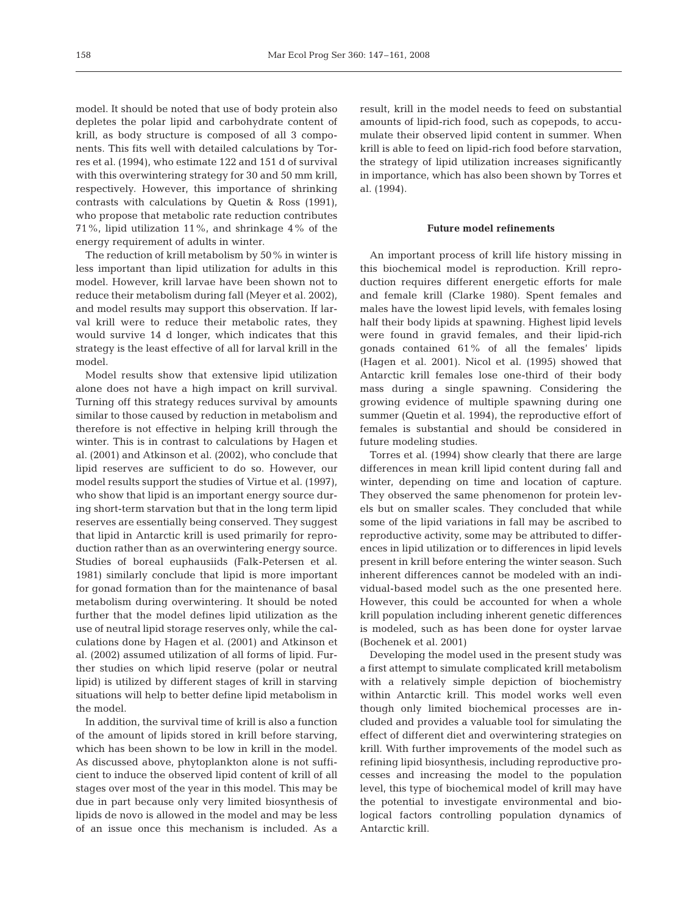model. It should be noted that use of body protein also depletes the polar lipid and carbohydrate content of krill, as body structure is composed of all 3 components. This fits well with detailed calculations by Torres et al. (1994), who estimate 122 and 151 d of survival with this overwintering strategy for 30 and 50 mm krill, respectively. However, this importance of shrinking contrasts with calculations by Quetin & Ross (1991), who propose that metabolic rate reduction contributes 71%, lipid utilization 11%, and shrinkage 4% of the energy requirement of adults in winter.

The reduction of krill metabolism by 50% in winter is less important than lipid utilization for adults in this model. However, krill larvae have been shown not to reduce their metabolism during fall (Meyer et al. 2002), and model results may support this observation. If larval krill were to reduce their metabolic rates, they would survive 14 d longer, which indicates that this strategy is the least effective of all for larval krill in the model.

Model results show that extensive lipid utilization alone does not have a high impact on krill survival. Turning off this strategy reduces survival by amounts similar to those caused by reduction in metabolism and therefore is not effective in helping krill through the winter. This is in contrast to calculations by Hagen et al. (2001) and Atkinson et al. (2002), who conclude that lipid reserves are sufficient to do so. However, our model results support the studies of Virtue et al. (1997), who show that lipid is an important energy source during short-term starvation but that in the long term lipid reserves are essentially being conserved. They suggest that lipid in Antarctic krill is used primarily for reproduction rather than as an overwintering energy source. Studies of boreal euphausiids (Falk-Petersen et al. 1981) similarly conclude that lipid is more important for gonad formation than for the maintenance of basal metabolism during overwintering. It should be noted further that the model defines lipid utilization as the use of neutral lipid storage reserves only, while the calculations done by Hagen et al. (2001) and Atkinson et al. (2002) assumed utilization of all forms of lipid. Further studies on which lipid reserve (polar or neutral lipid) is utilized by different stages of krill in starving situations will help to better define lipid metabolism in the model.

In addition, the survival time of krill is also a function of the amount of lipids stored in krill before starving, which has been shown to be low in krill in the model. As discussed above, phytoplankton alone is not sufficient to induce the observed lipid content of krill of all stages over most of the year in this model. This may be due in part because only very limited biosynthesis of lipids de novo is allowed in the model and may be less of an issue once this mechanism is included. As a result, krill in the model needs to feed on substantial amounts of lipid-rich food, such as copepods, to accumulate their observed lipid content in summer. When krill is able to feed on lipid-rich food before starvation, the strategy of lipid utilization increases significantly in importance, which has also been shown by Torres et al. (1994).

### Future model refinements

An important process of krill life history missing in this biochemical model is reproduction. Krill reproduction requires different energetic efforts for male and female krill (Clarke 1980). Spent females and males have the lowest lipid levels, with females losing half their body lipids at spawning. Highest lipid levels were found in gravid females, and their lipid-rich gonads contained 61% of all the females' lipids (Hagen et al. 2001). Nicol et al. (1995) showed that Antarctic krill females lose one-third of their body mass during a single spawning. Considering the growing evidence of multiple spawning during one summer (Quetin et al. 1994), the reproductive effort of females is substantial and should be considered in future modeling studies.

Torres et al. (1994) show clearly that there are large differences in mean krill lipid content during fall and winter, depending on time and location of capture. They observed the same phenomenon for protein levels but on smaller scales. They concluded that while some of the lipid variations in fall may be ascribed to reproductive activity, some may be attributed to differences in lipid utilization or to differences in lipid levels present in krill before entering the winter season. Such inherent differences cannot be modeled with an individual-based model such as the one presented here. However, this could be accounted for when a whole krill population including inherent genetic differences is modeled, such as has been done for oyster larvae (Bochenek et al. 2001)

Developing the model used in the present study was a first attempt to simulate complicated krill metabolism with a relatively simple depiction of biochemistry within Antarctic krill. This model works well even though only limited biochemical processes are included and provides a valuable tool for simulating the effect of different diet and overwintering strategies on krill. With further improvements of the model such as refining lipid biosynthesis, including reproductive processes and increasing the model to the population level, this type of biochemical model of krill may have the potential to investigate environmental and biological factors controlling population dynamics of Antarctic krill.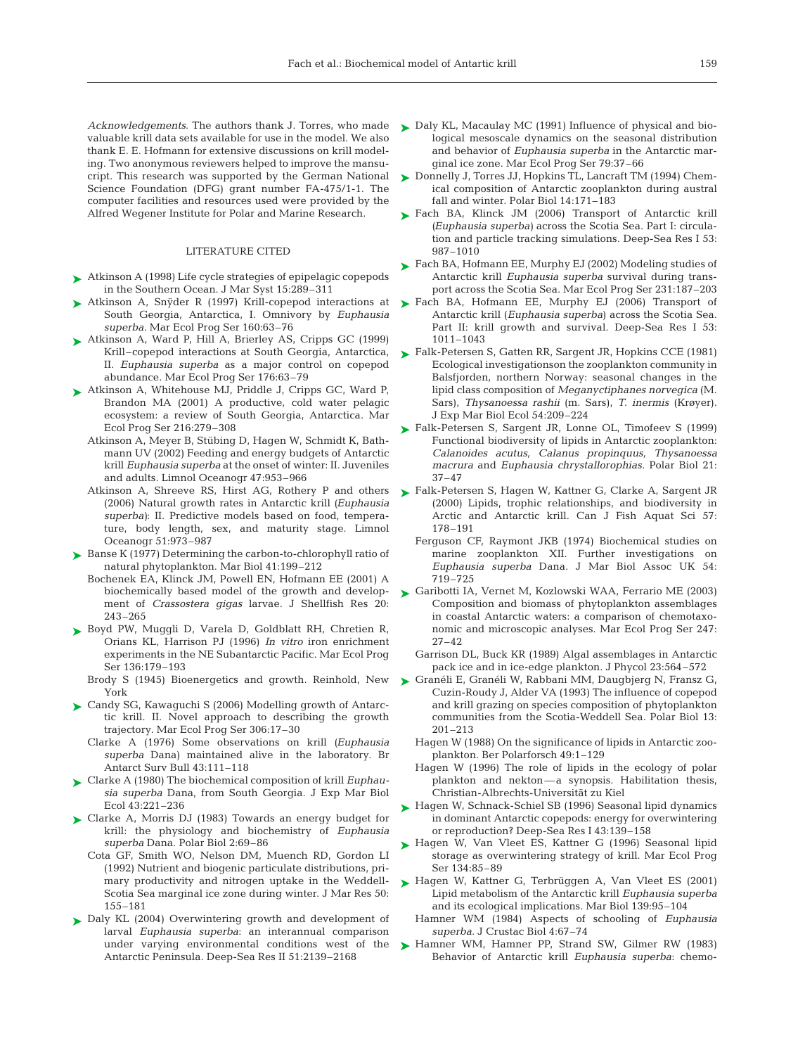*Acknowledgements*. The authors thank J. Torres, who made valuable krill data sets available for use in the model. We also thank E. E. Hofmann for extensive discussions on krill modeling. Two anonymous reviewers helped to improve the manuscript. This research was supported by the German National Science Foundation (DFG) grant number FA-475/1-1. The computer facilities and resources used were provided by the Alfred Wegener Institute for Polar and Marine Research.

## LITERATURE CITED

- Atkinson A (1998) Life cycle strategies of epipelagic copepods in the Southern Ocean. J Mar Syst 15:289–311
- Atkinson A, Snÿder R (1997) Krill-copepod interactions at South Georgia, Antarctica, I. Omnivory by *Euphausia superba*. Mar Ecol Prog Ser 160:63–76
- Atkinson A, Ward P, Hill A, Brierley AS, Cripps GC (1999) Krill–copepod interactions at South Georgia, Antarctica, II. *Euphausia superba* as a major control on copepod abundance. Mar Ecol Prog Ser 176:63–79
- Atkinson A, Whitehouse MJ, Priddle J, Cripps GC, Ward P, Brandon MA (2001) A productive, cold water pelagic ecosystem: a review of South Georgia, Antarctica. Mar Ecol Prog Ser 216:279–308
- Atkinson A, Meyer B, Stübing D, Hagen W, Schmidt K, Bathmann UV (2002) Feeding and energy budgets of Antarctic krill *Euphausia superba* at the onset of winter: II. Juveniles and adults. Limnol Oceanogr 47:953–966
- Atkinson A, Shreeve RS, Hirst AG, Rothery P and others (2006) Natural growth rates in Antarctic krill (*Euphausia superba*): II. Predictive models based on food, temperature, body length, sex, and maturity stage. Limnol Oceanogr 51:973–987
- Banse K (1977) Determining the carbon-to-chlorophyll ratio of natural phytoplankton. Mar Biol 41:199–212
- Bochenek EA, Klinck JM, Powell EN, Hofmann EE (2001) A biochemically based model of the growth and development of *Crassostera gigas* larvae. J Shellfish Res 20: 243–265
- Boyd PW, Muggli D, Varela D, Goldblatt RH, Chretien R, Orians KL, Harrison PJ (1996) *In vitro* iron enrichment experiments in the NE Subantarctic Pacific. Mar Ecol Prog Ser 136:179–193
- Brody S (1945) Bioenergetics and growth. Reinhold, New York
- Candy SG, Kawaguchi S (2006) Modelling growth of Antarctic krill. II. Novel approach to describing the growth trajectory. Mar Ecol Prog Ser 306:17–30
- Clarke A (1976) Some observations on krill (*Euphausia superba* Dana) maintained alive in the laboratory. Br Antarct Surv Bull 43:111–118
- Clarke A (1980) The biochemical composition of krill *Euphausia superba* Dana, from South Georgia. J Exp Mar Biol Ecol 43:221–236
- Clarke A, Morris DJ (1983) Towards an energy budget for krill: the physiology and biochemistry of *Euphausia superba* Dana. Polar Biol 2:69–86
- Cota GF, Smith WO, Nelson DM, Muench RD, Gordon LI (1992) Nutrient and biogenic particulate distributions, primary productivity and nitrogen uptake in the Weddell-Scotia Sea marginal ice zone during winter. J Mar Res 50: 155–181
- Daly KL (2004) Overwintering growth and development of larval *Euphausia superba*: an interannual comparison under varying environmental conditions west of the Antarctic Peninsula. Deep-Sea Res II 51:2139–2168
- Daly KL, Macaulay MC (1991) Influence of physical and biological mesoscale dynamics on the seasonal distribution and behavior of *Euphausia superba* in the Antarctic marginal ice zone. Mar Ecol Prog Ser 79:37–66
- Donnelly J, Torres JJ, Hopkins TL, Lancraft TM (1994) Chemical composition of Antarctic zooplankton during austral fall and winter. Polar Biol 14:171–183
- Fach BA, Klinck JM (2006) Transport of Antarctic krill (*Euphausia superba*) across the Scotia Sea. Part I: circulation and particle tracking simulations. Deep-Sea Res I 53: 987–1010
- Fach BA, Hofmann EE, Murphy EJ (2002) Modeling studies of Antarctic krill *Euphausia superba* survival during transport across the Scotia Sea. Mar Ecol Prog Ser 231:187–203
- Fach BA, Hofmann EE, Murphy EJ (2006) Transport of Antarctic krill (*Euphausia superba*) across the Scotia Sea. Part II: krill growth and survival. Deep-Sea Res I 53: 1011–1043
- Falk-Petersen S, Gatten RR, Sargent JR, Hopkins CCE (1981) Ecological investigationson the zooplankton community in Balsfjorden, northern Norway: seasonal changes in the lipid class composition of *Meganyctiphanes norvegica* (M. Sars), *Thysanoessa rashii* (m. Sars), *T. inermis* (Krøyer). J Exp Mar Biol Ecol 54:209–224
- Falk-Petersen S, Sargent JR, Lonne OL, Timofeev S (1999) Functional biodiversity of lipids in Antarctic zooplankton: *Calanoides acutus*, *Calanus propinquus*, *Thysanoessa macrura* and *Euphausia chrystallorophias*. Polar Biol 21: 37–47
- Falk-Petersen S, Hagen W, Kattner G, Clarke A, Sargent JR (2000) Lipids, trophic relationships, and biodiversity in Arctic and Antarctic krill. Can J Fish Aquat Sci 57: 178–191
- Ferguson CF, Raymont JKB (1974) Biochemical studies on marine zooplankton XII. Further investigations on *Euphausia superba* Dana. J Mar Biol Assoc UK 54: 719–725
- Garibotti IA, Vernet M, Kozlowski WAA, Ferrario ME (2003) Composition and biomass of phytoplankton assemblages in coastal Antarctic waters: a comparison of chemotaxonomic and microscopic analyses. Mar Ecol Prog Ser 247: 27–42
- Garrison DL, Buck KR (1989) Algal assemblages in Antarctic pack ice and in ice-edge plankton. J Phycol 23:564–572
- Granéli E, Granéli W, Rabbani MM, Daugbjerg N, Fransz G, Cuzin-Roudy J, Alder VA (1993) The influence of copepod and krill grazing on species composition of phytoplankton communities from the Scotia-Weddell Sea. Polar Biol 13: 201–213
- Hagen W (1988) On the significance of lipids in Antarctic zooplankton. Ber Polarforsch 49:1–129
- Hagen W (1996) The role of lipids in the ecology of polar plankton and nekton—a synopsis. Habilitation thesis, Christian-Albrechts-Universität zu Kiel
- Hagen W, Schnack-Schiel SB (1996) Seasonal lipid dynamics in dominant Antarctic copepods: energy for overwintering or reproduction? Deep-Sea Res I 43:139–158
- Hagen W, Van Vleet ES, Kattner G (1996) Seasonal lipid storage as overwintering strategy of krill. Mar Ecol Prog Ser 134:85–89
- Hagen W, Kattner G, Terbrüggen A, Van Vleet ES (2001) Lipid metabolism of the Antarctic krill *Euphausia superba* and its ecological implications. Mar Biol 139:95–104
- Hamner WM (1984) Aspects of schooling of *Euphausia superba*. J Crustac Biol 4:67–74
- Hamner WM, Hamner PP, Strand SW, Gilmer RW (1983) Behavior of Antarctic krill *Euphausia superba*: chemo-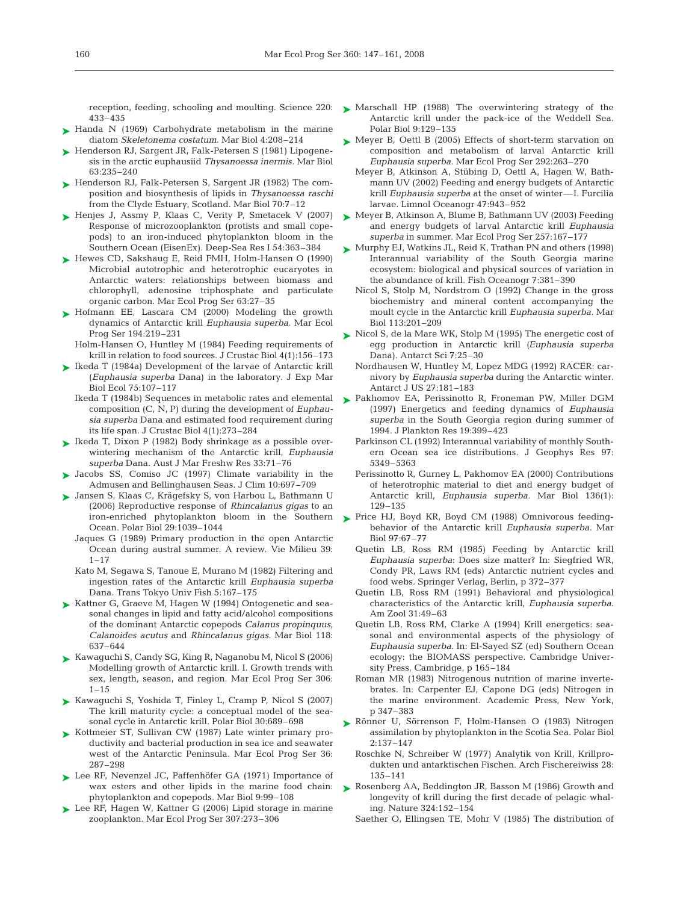reception, feeding, schooling and moulting. Science 220: 433–435

Handa N (1969) Carbohydrate metabolism in the marine diatom *Skeletonema costatum*. Mar Biol 4:208–214

Henderson RJ, Sargent JR, Falk-Petersen S (1981) Lipogenesis in the arctic euphausiid *Thysanoessa inermis*. Mar Biol 63:235–240

Henderson RJ, Falk-Petersen S, Sargent JR (1982) The composition and biosynthesis of lipids in *Thysanoessa raschi* from the Clyde Estuary, Scotland. Mar Biol 70:7–12

Henjes J, Assmy P, Klaas C, Verity P, Smetacek V (2007) Response of microzooplankton (protists and small copepods) to an iron-induced phytoplankton bloom in the Southern Ocean (EisenEx). Deep-Sea Res I 54:363–384

Hewes CD, Sakshaug E, Reid FMH, Holm-Hansen O (1990) Microbial autotrophic and heterotrophic eucaryotes in Antarctic waters: relationships between biomass and chlorophyll, adenosine triphosphate and particulate organic carbon. Mar Ecol Prog Ser 63:27–35

Hofmann EE, Lascara CM (2000) Modeling the growth dynamics of Antarctic krill *Euphausia superba*. Mar Ecol Prog Ser 194:219–231

Holm-Hansen O, Huntley M (1984) Feeding requirements of krill in relation to food sources. J Crustac Biol 4(1):156–173

Ikeda T (1984a) Development of the larvae of Antarctic krill (*Euphausia superba* Dana) in the laboratory. J Exp Mar Biol Ecol 75:107–117

Ikeda T (1984b) Sequences in metabolic rates and elemental composition (C, N, P) during the development of *Euphausia superba* Dana and estimated food requirement during its life span. J Crustac Biol 4(1):273–284

Ikeda T, Dixon P (1982) Body shrinkage as a possible overwintering mechanism of the Antarctic krill, *Euphausia superba* Dana. Aust J Mar Freshw Res 33:71–76

Jacobs SS, Comiso JC (1997) Climate variability in the Admusen and Bellinghausen Seas. J Clim 10:697–709

Jansen S, Klaas C, Krägefsky S, von Harbou L, Bathmann U (2006) Reproductive response of *Rhincalanus gigas* to an iron-enriched phytoplankton bloom in the Southern Ocean. Polar Biol 29:1039–1044

Jaques G (1989) Primary production in the open Antarctic Ocean during austral summer. A review. Vie Milieu 39: 1–17

Kato M, Segawa S, Tanoue E, Murano M (1982) Filtering and ingestion rates of the Antarctic krill *Euphausia superba* Dana. Trans Tokyo Univ Fish 5:167–175

Kattner G, Graeve M, Hagen W (1994) Ontogenetic and seasonal changes in lipid and fatty acid/alcohol compositions of the dominant Antarctic copepods *Calanus propinquus, Calanoides acutus* and *Rhincalanus gigas*. Mar Biol 118: 637–644

Kawaguchi S, Candy SG, King R, Naganobu M, Nicol S (2006) Modelling growth of Antarctic krill. I. Growth trends with sex, length, season, and region. Mar Ecol Prog Ser 306: 1–15

Kawaguchi S, Yoshida T, Finley L, Cramp P, Nicol S (2007) The krill maturity cycle: a conceptual model of the seasonal cycle in Antarctic krill. Polar Biol 30:689–698

Kottmeier ST, Sullivan CW (1987) Late winter primary productivity and bacterial production in sea ice and seawater west of the Antarctic Peninsula. Mar Ecol Prog Ser 36: 287–298

Lee RF, Nevenzel JC, Paffenhöfer GA (1971) Importance of wax esters and other lipids in the marine food chain: phytoplankton and copepods. Mar Biol 9:99–108

Lee RF, Hagen W, Kattner G (2006) Lipid storage in marine zooplankton. Mar Ecol Prog Ser 307:273–306

Marschall HP (1988) The overwintering strategy of the Antarctic krill under the pack-ice of the Weddell Sea. Polar Biol 9:129–135

Meyer B, Oettl B (2005) Effects of short-term starvation on composition and metabolism of larval Antarctic krill *Euphausia superba*. Mar Ecol Prog Ser 292:263–270

Meyer B, Atkinson A, Stübing D, Oettl A, Hagen W, Bathmann UV (2002) Feeding and energy budgets of Antarctic krill *Euphausia superba* at the onset of winter—I. Furcilia larvae. Limnol Oceanogr 47:943–952

Meyer B, Atkinson A, Blume B, Bathmann UV (2003) Feeding and energy budgets of larval Antarctic krill *Euphausia superba* in summer. Mar Ecol Prog Ser 257:167–177

Murphy EJ, Watkins JL, Reid K, Trathan PN and others (1998) Interannual variability of the South Georgia marine ecosystem: biological and physical sources of variation in the abundance of krill. Fish Oceanogr 7:381–390

Nicol S, Stolp M, Nordstrom O (1992) Change in the gross biochemistry and mineral content accompanying the moult cycle in the Antarctic krill *Euphausia superba*. Mar Biol 113:201–209

Nicol S, de la Mare WK, Stolp M (1995) The energetic cost of egg production in Antarctic krill (*Euphausia superba* Dana). Antarct Sci 7:25–30

Nordhausen W, Huntley M, Lopez MDG (1992) RACER: carnivory by *Euphausia superba* during the Antarctic winter. Antarct J US 27:181–183

Pakhomov EA, Perissinotto R, Froneman PW, Miller DGM (1997) Energetics and feeding dynamics of *Euphausia superba* in the South Georgia region during summer of 1994. J Plankton Res 19:399–423

Parkinson CL (1992) Interannual variability of monthly Southern Ocean sea ice distributions. J Geophys Res 97: 5349–5363

Perissinotto R, Gurney L, Pakhomov EA (2000) Contributions of heterotrophic material to diet and energy budget of Antarctic krill, *Euphausia superba*. Mar Biol 136(1): 129–135

Price HJ, Boyd KR, Boyd CM (1988) Omnivorous feeding-behavior of the Antarctic krill *Euphausia superba*. Mar Biol 97:67–77

Quetin LB, Ross RM (1985) Feeding by Antarctic krill *Euphausia superba*: Does size matter? In: Siegfried WR, Condy PR, Laws RM (eds) Antarctic nutrient cycles and food webs. Springer Verlag, Berlin, p 372–377

Quetin LB, Ross RM (1991) Behavioral and physiological characteristics of the Antarctic krill, *Euphausia superba*. Am Zool 31:49–63

Quetin LB, Ross RM, Clarke A (1994) Krill energetics: seasonal and environmental aspects of the physiology of *Euphausia superba*. In: El-Sayed SZ (ed) Southern Ocean ecology: the BIOMASS perspective. Cambridge University Press, Cambridge, p 165–184

Roman MR (1983) Nitrogenous nutrition of marine invertebrates. In: Carpenter EJ, Capone DG (eds) Nitrogen in the marine environment. Academic Press, New York, p 347–383

Rönner U, Sörrenson F, Holm-Hansen O (1983) Nitrogen assimilation by phytoplankton in the Scotia Sea. Polar Biol 2:137–147

Roschke N, Schreiber W (1977) Analytik von Krill, Krillprodukten und antarktischen Fischen. Arch Fischereiwiss 28: 135–141

Rosenberg AA, Beddington JR, Basson M (1986) Growth and longevity of krill during the first decade of pelagic whaling. Nature 324:152–154

Saether O, Ellingsen TE, Mohr V (1985) The distribution of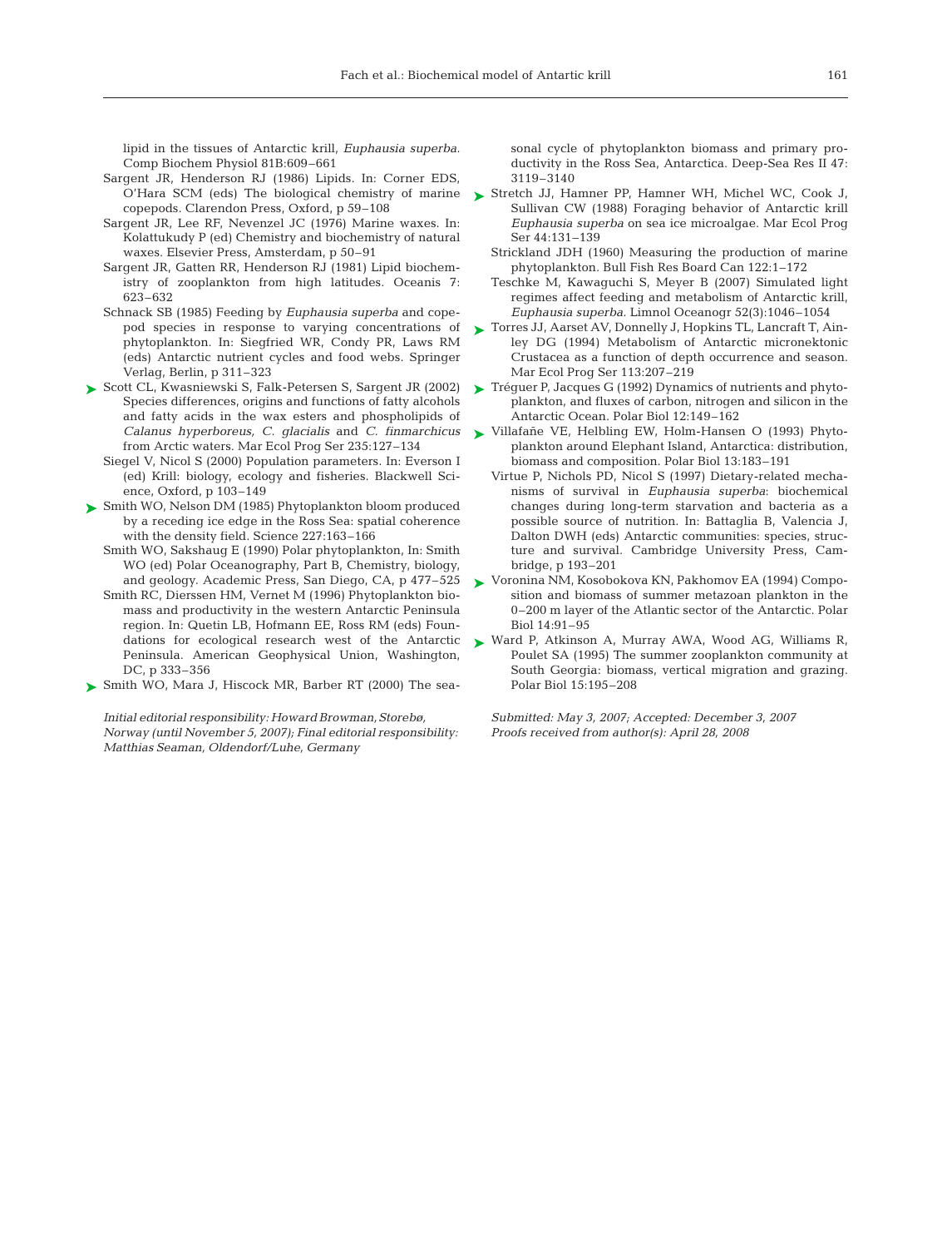lipid in the tissues of Antarctic krill, *Euphausia superba.* Comp Biochem Physiol 81B:609–661

Sargent JR, Henderson RJ (1986) Lipids. In: Corner EDS, O'Hara SCM (eds) The biological chemistry of marine copepods. Clarendon Press, Oxford, p 59–108

Sargent JR, Lee RF, Nevenzel JC (1976) Marine waxes. In: Kolattukudy P (ed) Chemistry and biochemistry of natural waxes. Elsevier Press, Amsterdam, p 50–91

Sargent JR, Gatten RR, Henderson RJ (1981) Lipid biochemistry of zooplankton from high latitudes. Oceanis 7: 623–632

Schnack SB (1985) Feeding by *Euphausia superba* and copepod species in response to varying concentrations of phytoplankton. In: Siegfried WR, Condy PR, Laws RM (eds) Antarctic nutrient cycles and food webs. Springer Verlag, Berlin, p 311–323

Scott CL, Kwasniewski S, Falk-Petersen S, Sargent JR (2002) Species differences, origins and functions of fatty alcohols and fatty acids in the wax esters and phospholipids of *Calanus hyperboreus*, *C. glacialis* and *C. finmarchicus* from Arctic waters. Mar Ecol Prog Ser 235:127–134

Siegel V, Nicol S (2000) Population parameters. In: Everson I (ed) Krill: biology, ecology and fisheries. Blackwell Science, Oxford, p 103–149

Smith WO, Nelson DM (1985) Phytoplankton bloom produced by a receding ice edge in the Ross Sea: spatial coherence with the density field. Science 227:163–166

Smith WO, Sakshaug E (1990) Polar phytoplankton, In: Smith WO (ed) Polar Oceanography, Part B, Chemistry, biology, and geology. Academic Press, San Diego, CA, p 477–525

Smith RC, Dierssen HM, Vernet M (1996) Phytoplankton biomass and productivity in the western Antarctic Peninsula region. In: Quetin LB, Hofmann EE, Ross RM (eds) Foundations for ecological research west of the Antarctic Peninsula. American Geophysical Union, Washington, DC, p 333–356

Smith WO, Mara J, Hiscock MR, Barber RT (2000) The seasonal cycle of phytoplankton biomass and primary productivity in the Ross Sea, Antarctica. Deep-Sea Res II 47: 3119–3140

Stretch JJ, Hamner PP, Hamner WH, Michel WC, Cook J, Sullivan CW (1988) Foraging behavior of Antarctic krill *Euphausia superba* on sea ice microalgae. Mar Ecol Prog Ser 44:131–139

Strickland JDH (1960) Measuring the production of marine phytoplankton. Bull Fish Res Board Can 122:1–172

Teschke M, Kawaguchi S, Meyer B (2007) Simulated light regimes affect feeding and metabolism of Antarctic krill, *Euphausia superba.* Limnol Oceanogr 52(3):1046–1054

Torres JJ, Aarset AV, Donnelly J, Hopkins TL, Lancraft T, Ainley DG (1994) Metabolism of Antarctic micronektonic Crustacea as a function of depth occurrence and season. Mar Ecol Prog Ser 113:207–219

Tréguer P, Jacques G (1992) Dynamics of nutrients and phytoplankton, and fluxes of carbon, nitrogen and silicon in the Antarctic Ocean. Polar Biol 12:149–162

Villafañe VE, Helbling EW, Holm-Hansen O (1993) Phytoplankton around Elephant Island, Antarctica: distribution, biomass and composition. Polar Biol 13:183–191

Virtue P, Nichols PD, Nicol S (1997) Dietary-related mechanisms of survival in *Euphausia superba*: biochemical changes during long-term starvation and bacteria as a possible source of nutrition. In: Battaglia B, Valencia J, Dalton DWH (eds) Antarctic communities: species, structure and survival. Cambridge University Press, Cambridge, p 193–201

Voronina NM, Kosobokova KN, Pakhomov EA (1994) Composition and biomass of summer metazoan plankton in the 0–200 m layer of the Atlantic sector of the Antarctic. Polar Biol 14:91–95

Ward P, Atkinson A, Murray AWA, Wood AG, Williams R, Poulet SA (1995) The summer zooplankton community at South Georgia: biomass, vertical migration and grazing. Polar Biol 15:195–208

*Initial editorial responsibility: Howard Browman, Storebø, Norway (until November 5, 2007); Final editorial responsibility: Matthias Seaman, Oldendorf/Luhe, Germany*

*Submitted: May 3, 2007; Accepted: December 3, 2007*
*Proofs received from author(s): April 28, 2008*